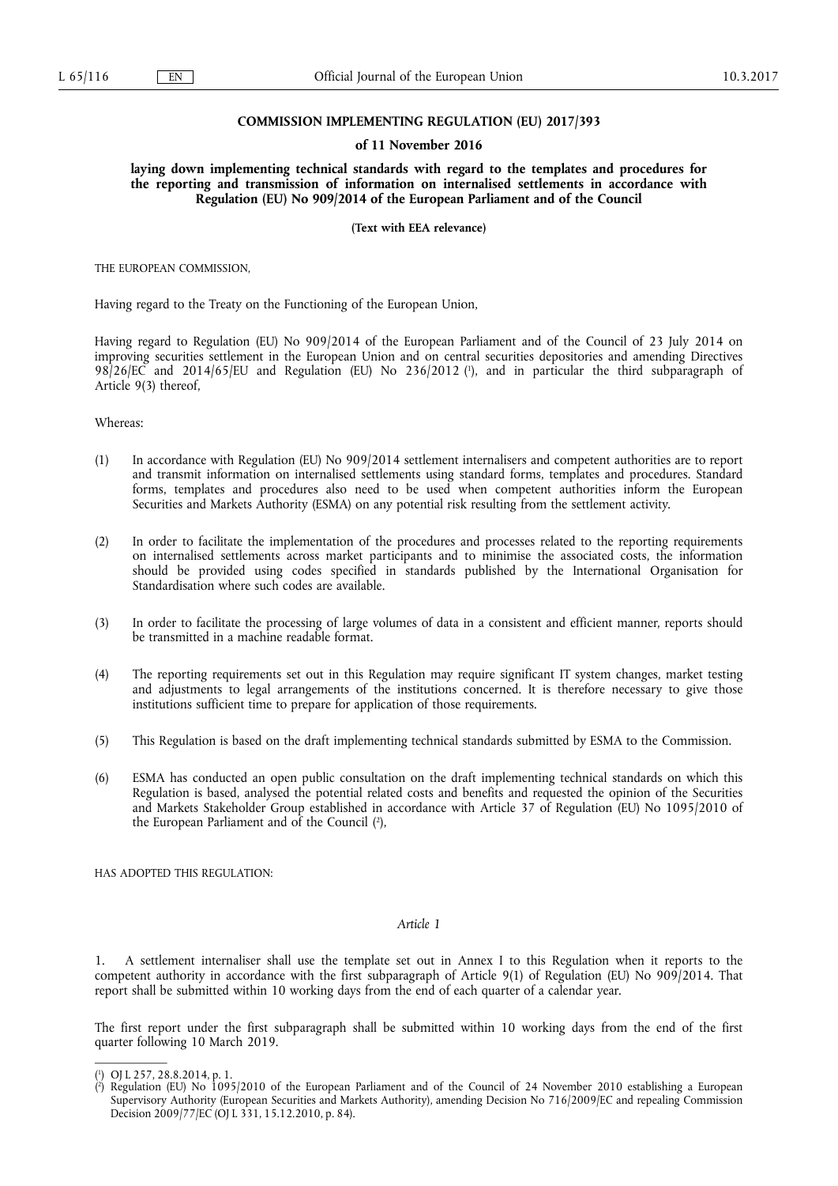**COMMISSION IMPLEMENTING REGULATION (EU) 2017/393**

**of 11 November 2016**

**laying down implementing technical standards with regard to the templates and procedures for the reporting and transmission of information on internalised settlements in accordance with Regulation (EU) No 909/2014 of the European Parliament and of the Council**

**(Text with EEA relevance)**

THE EUROPEAN COMMISSION,

Having regard to the Treaty on the Functioning of the European Union,

Having regard to Regulation (EU) No 909/2014 of the European Parliament and of the Council of 23 July 2014 on improving securities settlement in the European Union and on central securities depositories and amending Directives 98/26/EC and 2014/65/EU and Regulation (EU) No 236/2012 [1], and in particular the third subparagraph of Article 9(3) thereof,

Whereas:

(1) In accordance with Regulation (EU) No 909/2014 settlement internalisers and competent authorities are to report and transmit information on internalised settlements using standard forms, templates and procedures. Standard forms, templates and procedures also need to be used when competent authorities inform the European Securities and Markets Authority (ESMA) on any potential risk resulting from the settlement activity.

(2) In order to facilitate the implementation of the procedures and processes related to the reporting requirements on internalised settlements across market participants and to minimise the associated costs, the information should be provided using codes specified in standards published by the International Organisation for Standardisation where such codes are available.

(3) In order to facilitate the processing of large volumes of data in a consistent and efficient manner, reports should be transmitted in a machine readable format.

(4) The reporting requirements set out in this Regulation may require significant IT system changes, market testing and adjustments to legal arrangements of the institutions concerned. It is therefore necessary to give those institutions sufficient time to prepare for application of those requirements.

(5) This Regulation is based on the draft implementing technical standards submitted by ESMA to the Commission.

(6) ESMA has conducted an open public consultation on the draft implementing technical standards on which this Regulation is based, analysed the potential related costs and benefits and requested the opinion of the Securities and Markets Stakeholder Group established in accordance with Article 37 of Regulation (EU) No 1095/2010 of the European Parliament and of the Council [2],

HAS ADOPTED THIS REGULATION:

*Article 1*

1. A settlement internaliser shall use the template set out in Annex I to this Regulation when it reports to the competent authority in accordance with the first subparagraph of Article 9(1) of Regulation (EU) No 909/2014. That report shall be submitted within 10 working days from the end of each quarter of a calendar year.

The first report under the first subparagraph shall be submitted within 10 working days from the end of the first quarter following 10 March 2019.

---

[1] OJ L 257, 28.8.2014, p. 1.

[2] Regulation (EU) No 1095/2010 of the European Parliament and of the Council of 24 November 2010 establishing a European Supervisory Authority (European Securities and Markets Authority), amending Decision No 716/2009/EC and repealing Commission Decision 2009/77/EC (OJ L 331, 15.12.2010, p. 84).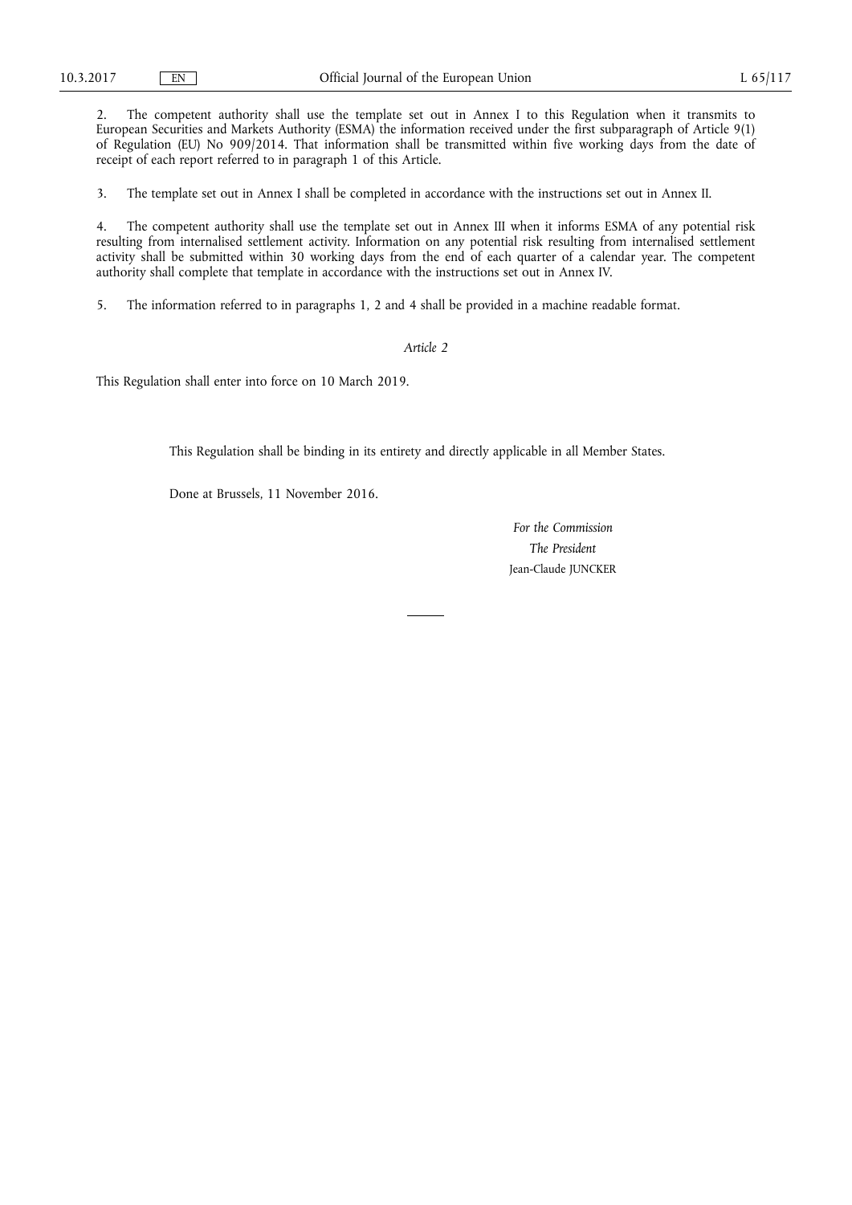2. The competent authority shall use the template set out in Annex I to this Regulation when it transmits to European Securities and Markets Authority (ESMA) the information received under the first subparagraph of Article 9(1) of Regulation (EU) No 909/2014. That information shall be transmitted within five working days from the date of receipt of each report referred to in paragraph 1 of this Article.

3. The template set out in Annex I shall be completed in accordance with the instructions set out in Annex II.

4. The competent authority shall use the template set out in Annex III when it informs ESMA of any potential risk resulting from internalised settlement activity. Information on any potential risk resulting from internalised settlement activity shall be submitted within 30 working days from the end of each quarter of a calendar year. The competent authority shall complete that template in accordance with the instructions set out in Annex IV.

5. The information referred to in paragraphs 1, 2 and 4 shall be provided in a machine readable format.

*Article 2*

This Regulation shall enter into force on 10 March 2019.

This Regulation shall be binding in its entirety and directly applicable in all Member States.

Done at Brussels, 11 November 2016.

*For the Commission*

*The President*

Jean-Claude JUNCKER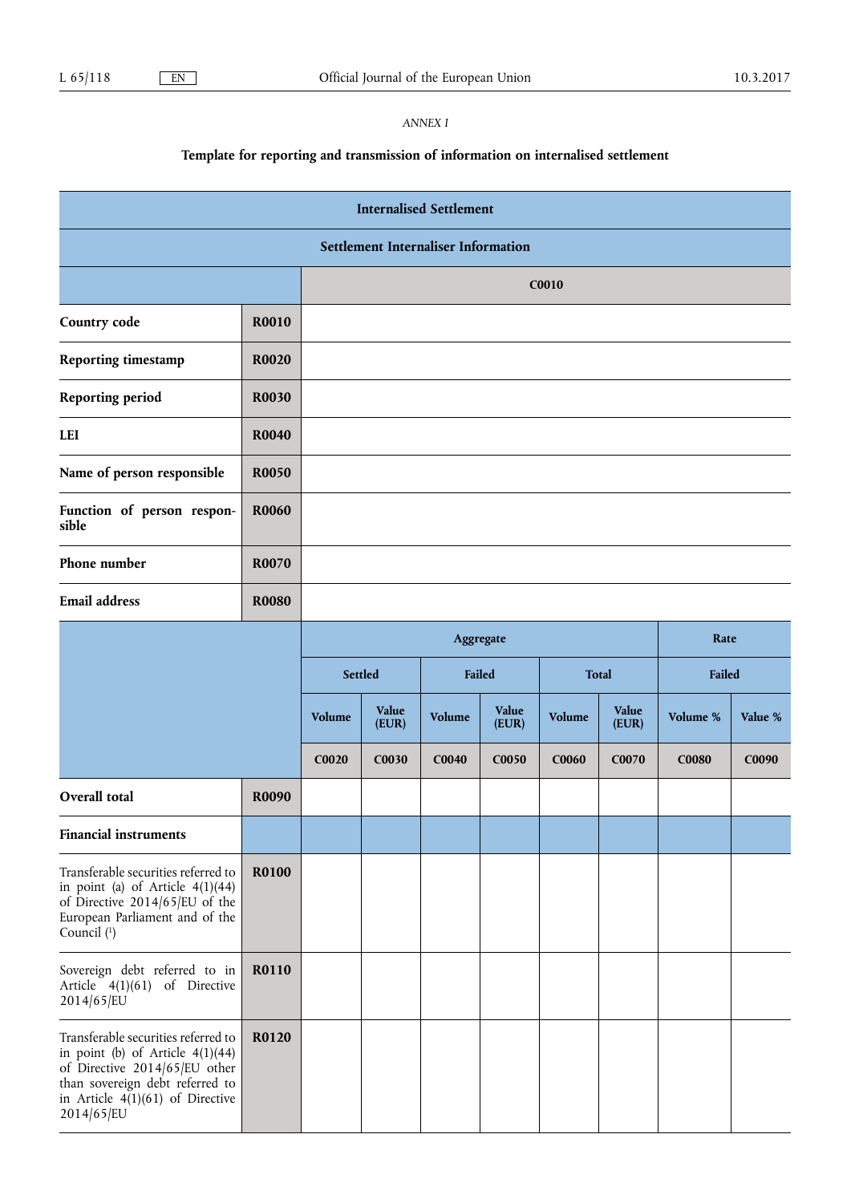*ANNEX I*

**Template for reporting and transmission of information on internalised settlement**

| **Internalised Settlement** | | |
|---|---|---|
| **Settlement Internaliser Information** | | |
| | | **C0010** |
| **Country code** | **R0010** | |
| **Reporting timestamp** | **R0020** | |
| **Reporting period** | **R0030** | |
| **LEI** | **R0040** | |
| **Name of person responsible** | **R0050** | |
| **Function of person responsible** | **R0060** | |
| **Phone number** | **R0070** | |
| **Email address** | **R0080** | |

| | | **Aggregate** | | | | | | **Rate** | |
|---|---|---|---|---|---|---|---|---|---|
| | | **Settled** | | **Failed** | | **Total** | | **Failed** | |
| | | **Volume** | **Value (EUR)** | **Volume** | **Value (EUR)** | **Volume** | **Value (EUR)** | **Volume %** | **Value %** |
| | | **C0020** | **C0030** | **C0040** | **C0050** | **C0060** | **C0070** | **C0080** | **C0090** |
| **Overall total** | **R0090** | | | | | | | | |
| **Financial instruments** | | | | | | | | | |
| Transferable securities referred to in point (a) of Article 4(1)(44) of Directive 2014/65/EU of the European Parliament and of the Council [1] | **R0100** | | | | | | | | |
| Sovereign debt referred to in Article 4(1)(61) of Directive 2014/65/EU | **R0110** | | | | | | | | |
| Transferable securities referred to in point (b) of Article 4(1)(44) of Directive 2014/65/EU other than sovereign debt referred to in Article 4(1)(61) of Directive 2014/65/EU | **R0120** | | | | | | | | |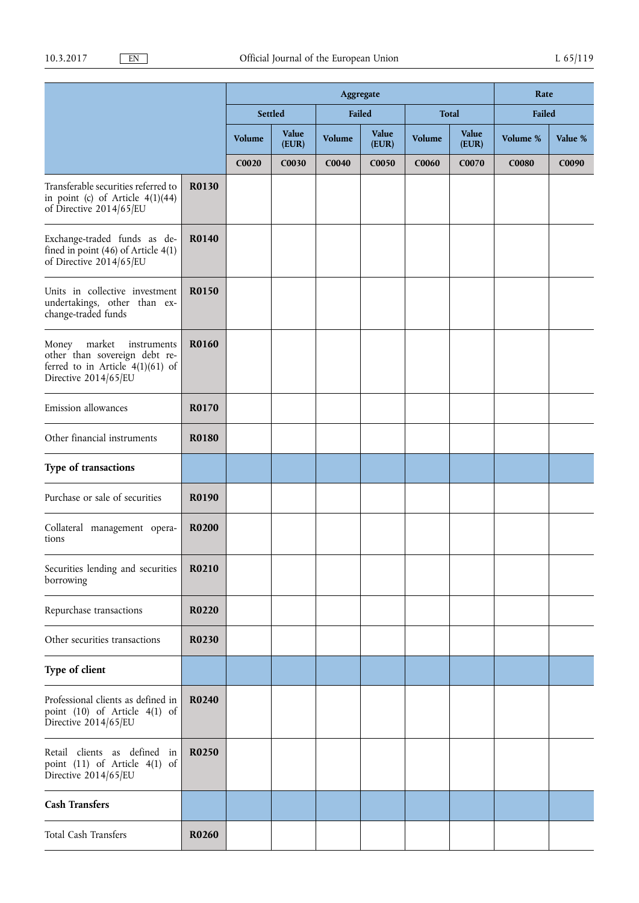| | | Aggregate | | | | | | Rate | |
|---|---|---|---|---|---|---|---|---|---|
| | | Settled | | Failed | | Total | | Failed | |
| | | Volume | Value (EUR) | Volume | Value (EUR) | Volume | Value (EUR) | Volume % | Value % |
| | | C0020 | C0030 | C0040 | C0050 | C0060 | C0070 | C0080 | C0090 |
| Transferable securities referred to in point (c) of Article 4(1)(44) of Directive 2014/65/EU | R0130 | | | | | | | | |
| Exchange-traded funds as defined in point (46) of Article 4(1) of Directive 2014/65/EU | R0140 | | | | | | | | |
| Units in collective investment undertakings, other than exchange-traded funds | R0150 | | | | | | | | |
| Money market instruments other than sovereign debt referred to in Article 4(1)(61) of Directive 2014/65/EU | R0160 | | | | | | | | |
| Emission allowances | R0170 | | | | | | | | |
| Other financial instruments | R0180 | | | | | | | | |
| **Type of transactions** | | | | | | | | | |
| Purchase or sale of securities | R0190 | | | | | | | | |
| Collateral management operations | R0200 | | | | | | | | |
| Securities lending and securities borrowing | R0210 | | | | | | | | |
| Repurchase transactions | R0220 | | | | | | | | |
| Other securities transactions | R0230 | | | | | | | | |
| **Type of client** | | | | | | | | | |
| Professional clients as defined in point (10) of Article 4(1) of Directive 2014/65/EU | R0240 | | | | | | | | |
| Retail clients as defined in point (11) of Article 4(1) of Directive 2014/65/EU | R0250 | | | | | | | | |
| **Cash Transfers** | | | | | | | | | |
| Total Cash Transfers | R0260 | | | | | | | | |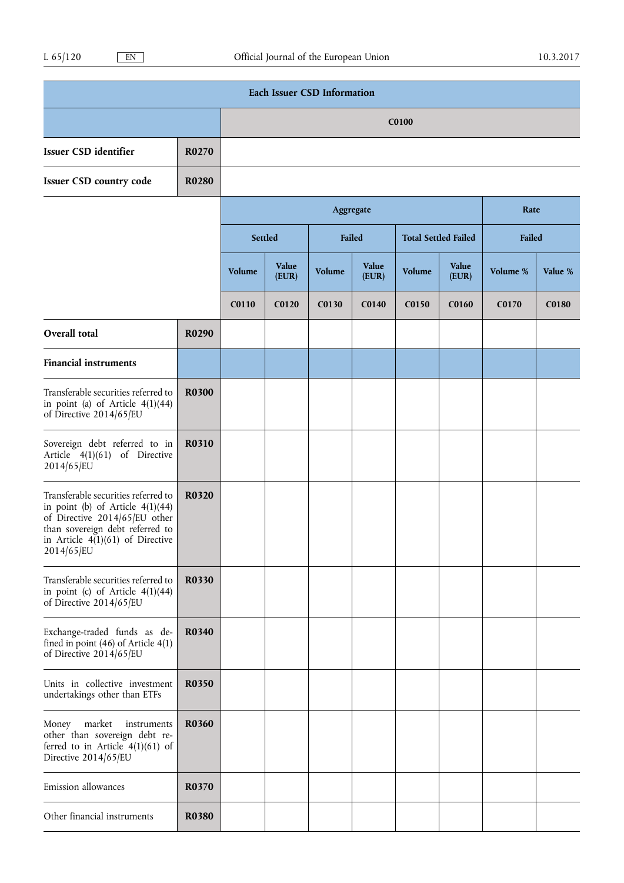| Each Issuer CSD Information | | | | | | | | | |
|---|---|---|---|---|---|---|---|---|---|
| | | C0100 | | | | | | | |
| **Issuer CSD identifier** | **R0270** | | | | | | | | |
| **Issuer CSD country code** | **R0280** | | | | | | | | |
| | | **Aggregate** | | | | | | **Rate** | |
| | | **Settled** | | **Failed** | | **Total Settled Failed** | | **Failed** | |
| | | **Volume** | **Value (EUR)** | **Volume** | **Value (EUR)** | **Volume** | **Value (EUR)** | **Volume %** | **Value %** |
| | | **C0110** | **C0120** | **C0130** | **C0140** | **C0150** | **C0160** | **C0170** | **C0180** |
| **Overall total** | **R0290** | | | | | | | | |
| **Financial instruments** | | | | | | | | | |
| Transferable securities referred to in point (a) of Article 4(1)(44) of Directive 2014/65/EU | **R0300** | | | | | | | | |
| Sovereign debt referred to in Article 4(1)(61) of Directive 2014/65/EU | **R0310** | | | | | | | | |
| Transferable securities referred to in point (b) of Article 4(1)(44) of Directive 2014/65/EU other than sovereign debt referred to in Article 4(1)(61) of Directive 2014/65/EU | **R0320** | | | | | | | | |
| Transferable securities referred to in point (c) of Article 4(1)(44) of Directive 2014/65/EU | **R0330** | | | | | | | | |
| Exchange-traded funds as defined in point (46) of Article 4(1) of Directive 2014/65/EU | **R0340** | | | | | | | | |
| Units in collective investment undertakings other than ETFs | **R0350** | | | | | | | | |
| Money market instruments other than sovereign debt referred to in Article 4(1)(61) of Directive 2014/65/EU | **R0360** | | | | | | | | |
| Emission allowances | **R0370** | | | | | | | | |
| Other financial instruments | **R0380** | | | | | | | | |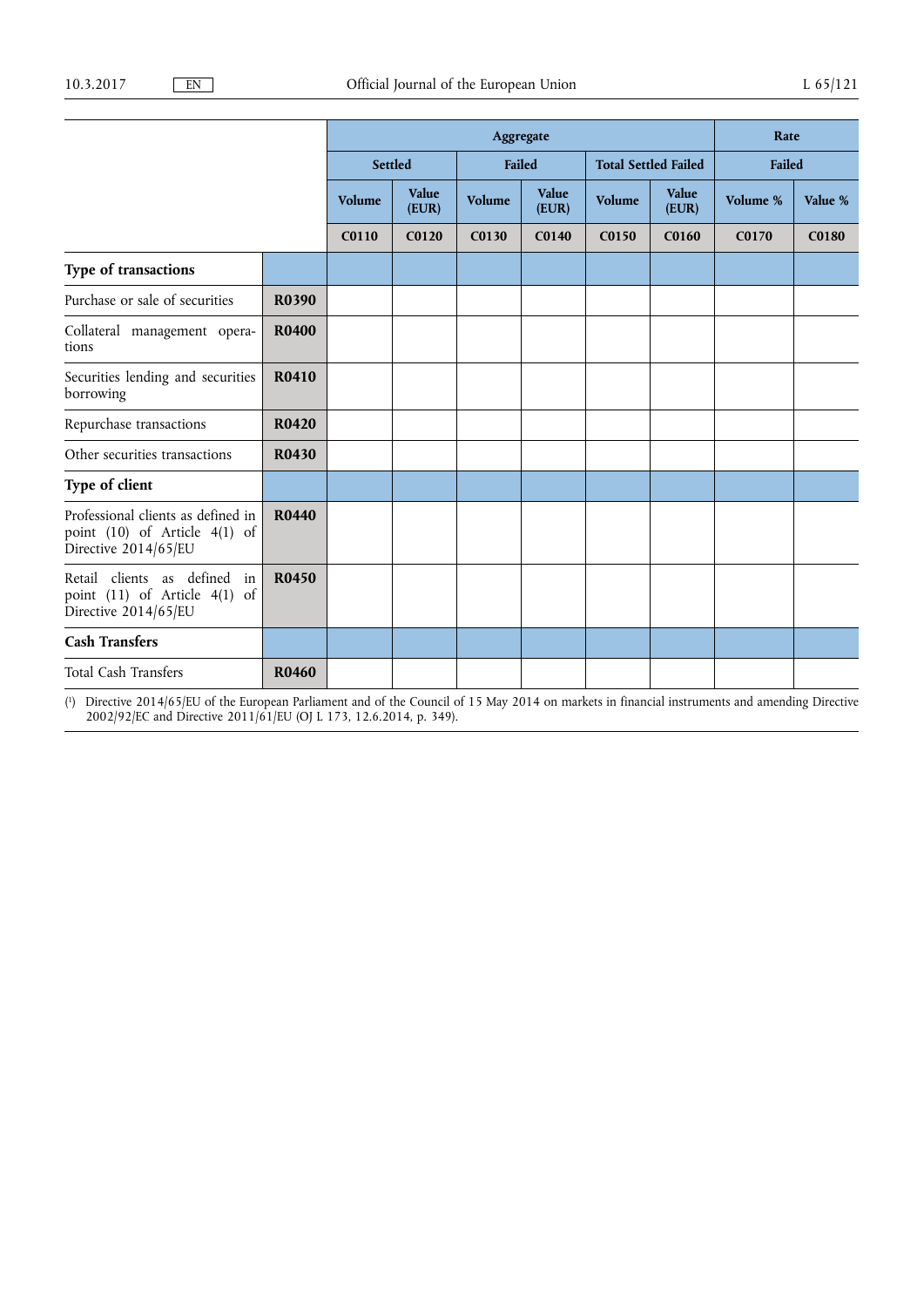| | | Aggregate | | | | | | Rate | |
|---|---|---|---|---|---|---|---|---|---|
| | | Settled | | Failed | | Total Settled Failed | | Failed | |
| | | Volume | Value (EUR) | Volume | Value (EUR) | Volume | Value (EUR) | Volume % | Value % |
| | | C0110 | C0120 | C0130 | C0140 | C0150 | C0160 | C0170 | C0180 |
| **Type of transactions** | | | | | | | | | |
| Purchase or sale of securities | **R0390** | | | | | | | | |
| Collateral management operations | **R0400** | | | | | | | | |
| Securities lending and securities borrowing | **R0410** | | | | | | | | |
| Repurchase transactions | **R0420** | | | | | | | | |
| Other securities transactions | **R0430** | | | | | | | | |
| **Type of client** | | | | | | | | | |
| Professional clients as defined in point (10) of Article 4(1) of Directive 2014/65/EU | **R0440** | | | | | | | | |
| Retail clients as defined in point (11) of Article 4(1) of Directive 2014/65/EU | **R0450** | | | | | | | | |
| **Cash Transfers** | | | | | | | | | |
| Total Cash Transfers | **R0460** | | | | | | | | |

[1] Directive 2014/65/EU of the European Parliament and of the Council of 15 May 2014 on markets in financial instruments and amending Directive 2002/92/EC and Directive 2011/61/EU (OJ L 173, 12.6.2014, p. 349).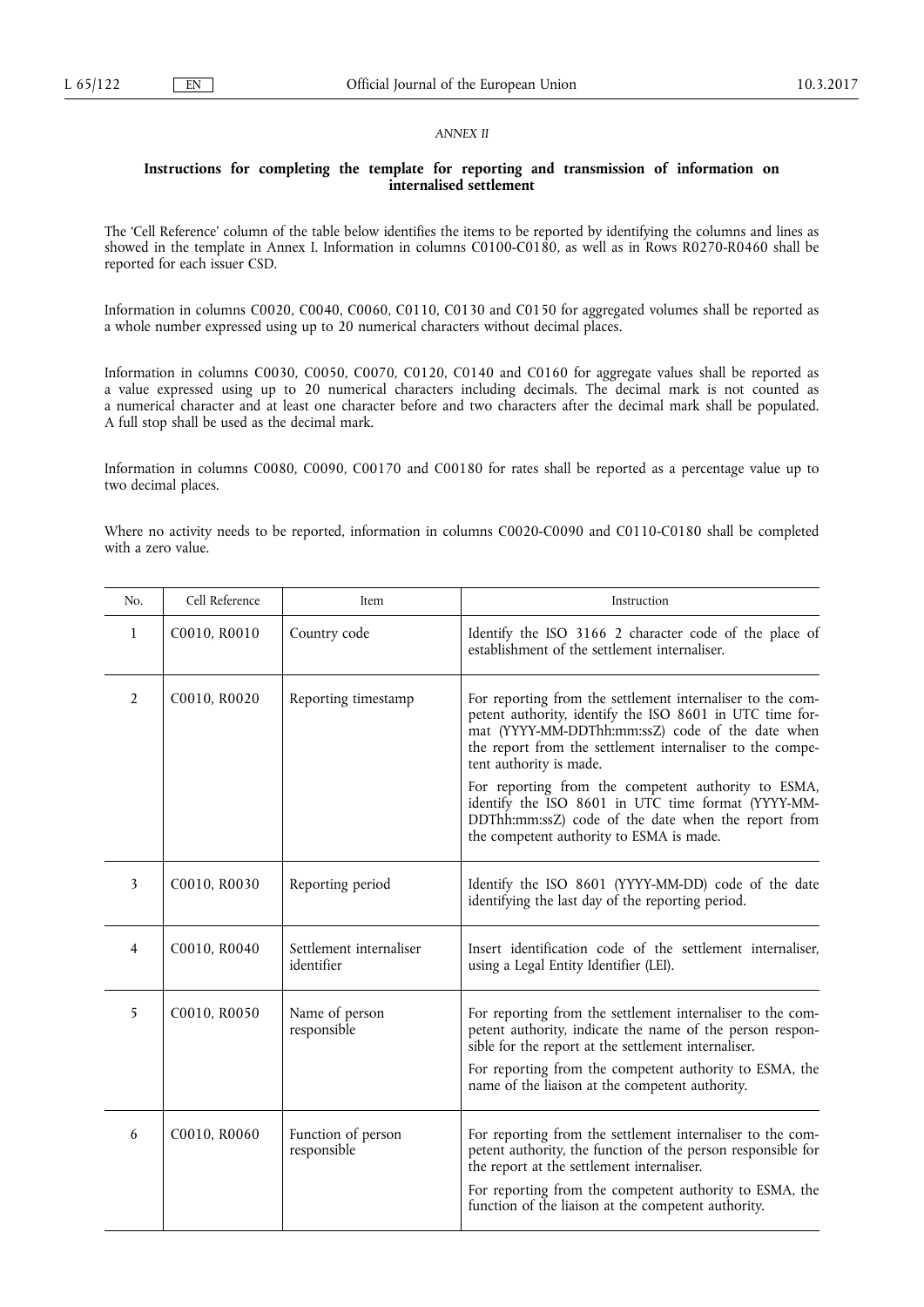*ANNEX II*

**Instructions for completing the template for reporting and transmission of information on internalised settlement**

The 'Cell Reference' column of the table below identifies the items to be reported by identifying the columns and lines as showed in the template in Annex I. Information in columns C0100-C0180, as well as in Rows R0270-R0460 shall be reported for each issuer CSD.

Information in columns C0020, C0040, C0060, C0110, C0130 and C0150 for aggregated volumes shall be reported as a whole number expressed using up to 20 numerical characters without decimal places.

Information in columns C0030, C0050, C0070, C0120, C0140 and C0160 for aggregate values shall be reported as a value expressed using up to 20 numerical characters including decimals. The decimal mark is not counted as a numerical character and at least one character before and two characters after the decimal mark shall be populated. A full stop shall be used as the decimal mark.

Information in columns C0080, C0090, C00170 and C00180 for rates shall be reported as a percentage value up to two decimal places.

Where no activity needs to be reported, information in columns C0020-C0090 and C0110-C0180 shall be completed with a zero value.

| No. | Cell Reference | Item | Instruction |
|---|---|---|---|
| 1 | C0010, R0010 | Country code | Identify the ISO 3166 2 character code of the place of establishment of the settlement internaliser. |
| 2 | C0010, R0020 | Reporting timestamp | For reporting from the settlement internaliser to the competent authority, identify the ISO 8601 in UTC time format (YYYY-MM-DDThh:mm:ssZ) code of the date when the report from the settlement internaliser to the competent authority is made.<br><br>For reporting from the competent authority to ESMA, identify the ISO 8601 in UTC time format (YYYY-MM-DDThh:mm:ssZ) code of the date when the report from the competent authority to ESMA is made. |
| 3 | C0010, R0030 | Reporting period | Identify the ISO 8601 (YYYY-MM-DD) code of the date identifying the last day of the reporting period. |
| 4 | C0010, R0040 | Settlement internaliser identifier | Insert identification code of the settlement internaliser, using a Legal Entity Identifier (LEI). |
| 5 | C0010, R0050 | Name of person responsible | For reporting from the settlement internaliser to the competent authority, indicate the name of the person responsible for the report at the settlement internaliser.<br><br>For reporting from the competent authority to ESMA, the name of the liaison at the competent authority. |
| 6 | C0010, R0060 | Function of person responsible | For reporting from the settlement internaliser to the competent authority, the function of the person responsible for the report at the settlement internaliser.<br><br>For reporting from the competent authority to ESMA, the function of the liaison at the competent authority. |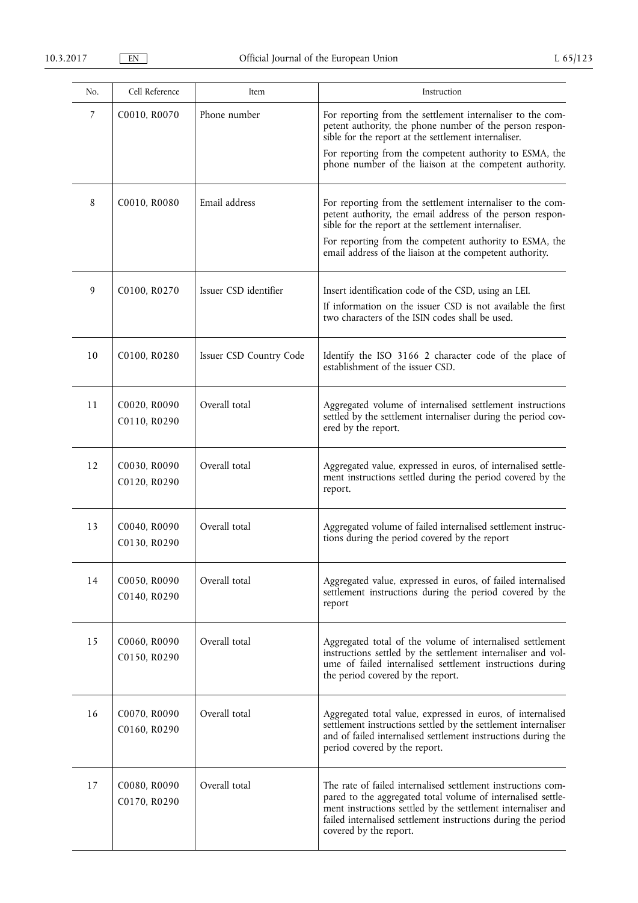| No. | Cell Reference | Item | Instruction |
|---|---|---|---|
| 7 | C0010, R0070 | Phone number | For reporting from the settlement internaliser to the competent authority, the phone number of the person responsible for the report at the settlement internaliser.<br>For reporting from the competent authority to ESMA, the phone number of the liaison at the competent authority. |
| 8 | C0010, R0080 | Email address | For reporting from the settlement internaliser to the competent authority, the email address of the person responsible for the report at the settlement internaliser.<br>For reporting from the competent authority to ESMA, the email address of the liaison at the competent authority. |
| 9 | C0100, R0270 | Issuer CSD identifier | Insert identification code of the CSD, using an LEI.<br>If information on the issuer CSD is not available the first two characters of the ISIN codes shall be used. |
| 10 | C0100, R0280 | Issuer CSD Country Code | Identify the ISO 3166 2 character code of the place of establishment of the issuer CSD. |
| 11 | C0020, R0090<br>C0110, R0290 | Overall total | Aggregated volume of internalised settlement instructions settled by the settlement internaliser during the period covered by the report. |
| 12 | C0030, R0090<br>C0120, R0290 | Overall total | Aggregated value, expressed in euros, of internalised settlement instructions settled during the period covered by the report. |
| 13 | C0040, R0090<br>C0130, R0290 | Overall total | Aggregated volume of failed internalised settlement instructions during the period covered by the report |
| 14 | C0050, R0090<br>C0140, R0290 | Overall total | Aggregated value, expressed in euros, of failed internalised settlement instructions during the period covered by the report |
| 15 | C0060, R0090<br>C0150, R0290 | Overall total | Aggregated total of the volume of internalised settlement instructions settled by the settlement internaliser and volume of failed internalised settlement instructions during the period covered by the report. |
| 16 | C0070, R0090<br>C0160, R0290 | Overall total | Aggregated total value, expressed in euros, of internalised settlement instructions settled by the settlement internaliser and of failed internalised settlement instructions during the period covered by the report. |
| 17 | C0080, R0090<br>C0170, R0290 | Overall total | The rate of failed internalised settlement instructions compared to the aggregated total volume of internalised settlement instructions settled by the settlement internaliser and failed internalised settlement instructions during the period covered by the report. |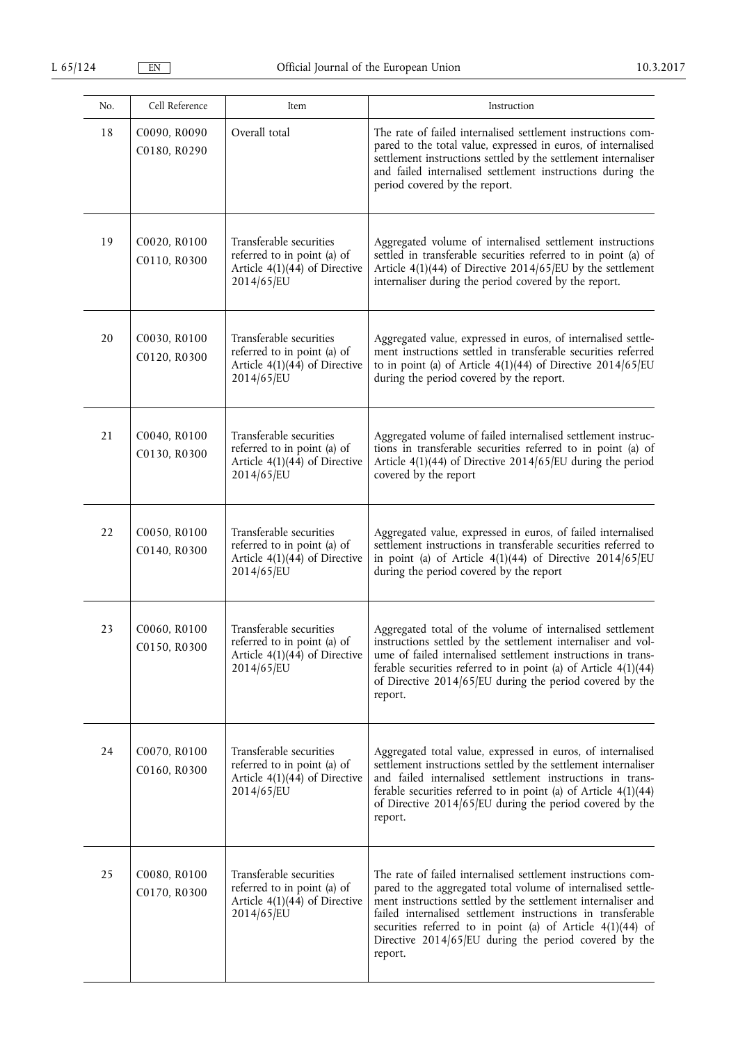| No. | Cell Reference | Item | Instruction |
|---|---|---|---|
| 18 | C0090, R0090 C0180, R0290 | Overall total | The rate of failed internalised settlement instructions compared to the total value, expressed in euros, of internalised settlement instructions settled by the settlement internaliser and failed internalised settlement instructions during the period covered by the report. |
| 19 | C0020, R0100 C0110, R0300 | Transferable securities referred to in point (a) of Article 4(1)(44) of Directive 2014/65/EU | Aggregated volume of internalised settlement instructions settled in transferable securities referred to in point (a) of Article 4(1)(44) of Directive 2014/65/EU by the settlement internaliser during the period covered by the report. |
| 20 | C0030, R0100 C0120, R0300 | Transferable securities referred to in point (a) of Article 4(1)(44) of Directive 2014/65/EU | Aggregated value, expressed in euros, of internalised settlement instructions settled in transferable securities referred to in point (a) of Article 4(1)(44) of Directive 2014/65/EU during the period covered by the report. |
| 21 | C0040, R0100 C0130, R0300 | Transferable securities referred to in point (a) of Article 4(1)(44) of Directive 2014/65/EU | Aggregated volume of failed internalised settlement instructions in transferable securities referred to in point (a) of Article 4(1)(44) of Directive 2014/65/EU during the period covered by the report |
| 22 | C0050, R0100 C0140, R0300 | Transferable securities referred to in point (a) of Article 4(1)(44) of Directive 2014/65/EU | Aggregated value, expressed in euros, of failed internalised settlement instructions in transferable securities referred to in point (a) of Article 4(1)(44) of Directive 2014/65/EU during the period covered by the report |
| 23 | C0060, R0100 C0150, R0300 | Transferable securities referred to in point (a) of Article 4(1)(44) of Directive 2014/65/EU | Aggregated total of the volume of internalised settlement instructions settled by the settlement internaliser and volume of failed internalised settlement instructions in transferable securities referred to in point (a) of Article 4(1)(44) of Directive 2014/65/EU during the period covered by the report. |
| 24 | C0070, R0100 C0160, R0300 | Transferable securities referred to in point (a) of Article 4(1)(44) of Directive 2014/65/EU | Aggregated total value, expressed in euros, of internalised settlement instructions settled by the settlement internaliser and failed internalised settlement instructions in transferable securities referred to in point (a) of Article 4(1)(44) of Directive 2014/65/EU during the period covered by the report. |
| 25 | C0080, R0100 C0170, R0300 | Transferable securities referred to in point (a) of Article 4(1)(44) of Directive 2014/65/EU | The rate of failed internalised settlement instructions compared to the aggregated total volume of internalised settlement instructions settled by the settlement internaliser and failed internalised settlement instructions in transferable securities referred to in point (a) of Article 4(1)(44) of Directive 2014/65/EU during the period covered by the report. |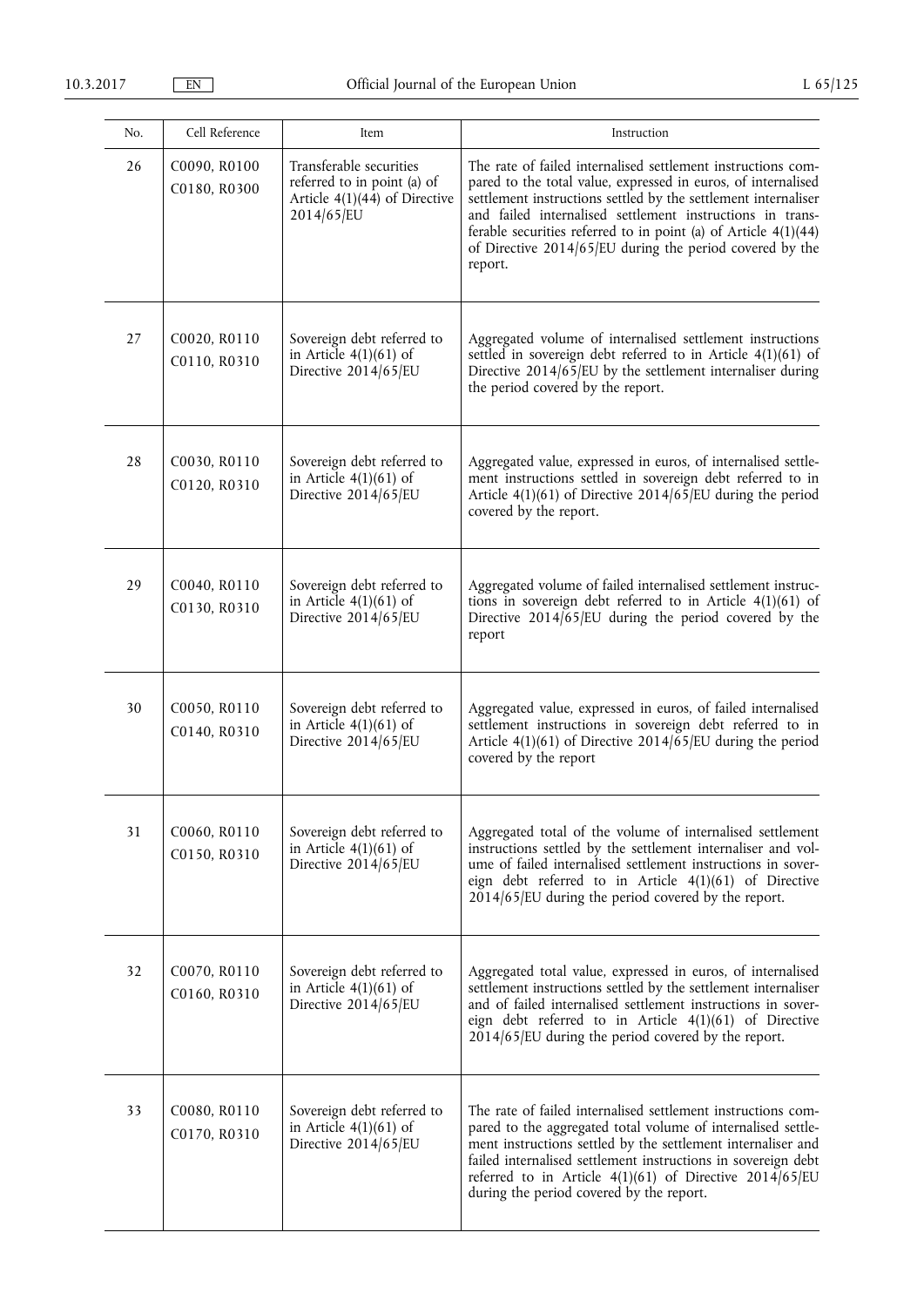| No. | Cell Reference | Item | Instruction |
|---|---|---|---|
| 26 | C0090, R0100<br>C0180, R0300 | Transferable securities referred to in point (a) of Article 4(1)(44) of Directive 2014/65/EU | The rate of failed internalised settlement instructions compared to the total value, expressed in euros, of internalised settlement instructions settled by the settlement internaliser and failed internalised settlement instructions in transferable securities referred to in point (a) of Article 4(1)(44) of Directive 2014/65/EU during the period covered by the report. |
| 27 | C0020, R0110<br>C0110, R0310 | Sovereign debt referred to in Article 4(1)(61) of Directive 2014/65/EU | Aggregated volume of internalised settlement instructions settled in sovereign debt referred to in Article 4(1)(61) of Directive 2014/65/EU by the settlement internaliser during the period covered by the report. |
| 28 | C0030, R0110<br>C0120, R0310 | Sovereign debt referred to in Article 4(1)(61) of Directive 2014/65/EU | Aggregated value, expressed in euros, of internalised settlement instructions settled in sovereign debt referred to in Article 4(1)(61) of Directive 2014/65/EU during the period covered by the report. |
| 29 | C0040, R0110<br>C0130, R0310 | Sovereign debt referred to in Article 4(1)(61) of Directive 2014/65/EU | Aggregated volume of failed internalised settlement instructions in sovereign debt referred to in Article 4(1)(61) of Directive 2014/65/EU during the period covered by the report |
| 30 | C0050, R0110<br>C0140, R0310 | Sovereign debt referred to in Article 4(1)(61) of Directive 2014/65/EU | Aggregated value, expressed in euros, of failed internalised settlement instructions in sovereign debt referred to in Article 4(1)(61) of Directive 2014/65/EU during the period covered by the report |
| 31 | C0060, R0110<br>C0150, R0310 | Sovereign debt referred to in Article 4(1)(61) of Directive 2014/65/EU | Aggregated total of the volume of internalised settlement instructions settled by the settlement internaliser and volume of failed internalised settlement instructions in sovereign debt referred to in Article 4(1)(61) of Directive 2014/65/EU during the period covered by the report. |
| 32 | C0070, R0110<br>C0160, R0310 | Sovereign debt referred to in Article 4(1)(61) of Directive 2014/65/EU | Aggregated total value, expressed in euros, of internalised settlement instructions settled by the settlement internaliser and of failed internalised settlement instructions in sovereign debt referred to in Article 4(1)(61) of Directive 2014/65/EU during the period covered by the report. |
| 33 | C0080, R0110<br>C0170, R0310 | Sovereign debt referred to in Article 4(1)(61) of Directive 2014/65/EU | The rate of failed internalised settlement instructions compared to the aggregated total volume of internalised settlement instructions settled by the settlement internaliser and failed internalised settlement instructions in sovereign debt referred to in Article 4(1)(61) of Directive 2014/65/EU during the period covered by the report. |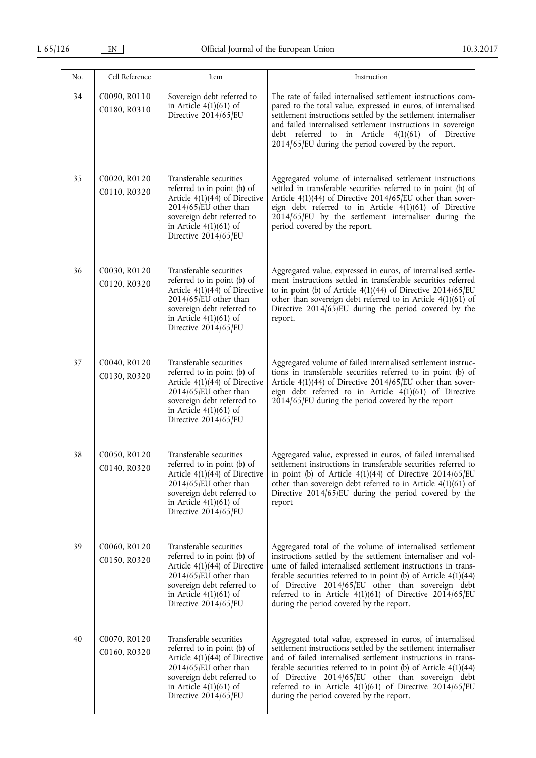| No. | Cell Reference | Item | Instruction |
|---|---|---|---|
| 34 | C0090, R0110<br>C0180, R0310 | Sovereign debt referred to in Article 4(1)(61) of Directive 2014/65/EU | The rate of failed internalised settlement instructions compared to the total value, expressed in euros, of internalised settlement instructions settled by the settlement internaliser and failed internalised settlement instructions in sovereign debt referred to in Article 4(1)(61) of Directive 2014/65/EU during the period covered by the report. |
| 35 | C0020, R0120<br>C0110, R0320 | Transferable securities referred to in point (b) of Article 4(1)(44) of Directive 2014/65/EU other than sovereign debt referred to in Article 4(1)(61) of Directive 2014/65/EU | Aggregated volume of internalised settlement instructions settled in transferable securities referred to in point (b) of Article 4(1)(44) of Directive 2014/65/EU other than sovereign debt referred to in Article 4(1)(61) of Directive 2014/65/EU by the settlement internaliser during the period covered by the report. |
| 36 | C0030, R0120<br>C0120, R0320 | Transferable securities referred to in point (b) of Article 4(1)(44) of Directive 2014/65/EU other than sovereign debt referred to in Article 4(1)(61) of Directive 2014/65/EU | Aggregated value, expressed in euros, of internalised settlement instructions settled in transferable securities referred to in point (b) of Article 4(1)(44) of Directive 2014/65/EU other than sovereign debt referred to in Article 4(1)(61) of Directive 2014/65/EU during the period covered by the report. |
| 37 | C0040, R0120<br>C0130, R0320 | Transferable securities referred to in point (b) of Article 4(1)(44) of Directive 2014/65/EU other than sovereign debt referred to in Article 4(1)(61) of Directive 2014/65/EU | Aggregated volume of failed internalised settlement instructions in transferable securities referred to in point (b) of Article 4(1)(44) of Directive 2014/65/EU other than sovereign debt referred to in Article 4(1)(61) of Directive 2014/65/EU during the period covered by the report |
| 38 | C0050, R0120<br>C0140, R0320 | Transferable securities referred to in point (b) of Article 4(1)(44) of Directive 2014/65/EU other than sovereign debt referred to in Article 4(1)(61) of Directive 2014/65/EU | Aggregated value, expressed in euros, of failed internalised settlement instructions in transferable securities referred to in point (b) of Article 4(1)(44) of Directive 2014/65/EU other than sovereign debt referred to in Article 4(1)(61) of Directive 2014/65/EU during the period covered by the report |
| 39 | C0060, R0120<br>C0150, R0320 | Transferable securities referred to in point (b) of Article 4(1)(44) of Directive 2014/65/EU other than sovereign debt referred to in Article 4(1)(61) of Directive 2014/65/EU | Aggregated total of the volume of internalised settlement instructions settled by the settlement internaliser and volume of failed internalised settlement instructions in transferable securities referred to in point (b) of Article 4(1)(44) of Directive 2014/65/EU other than sovereign debt referred to in Article 4(1)(61) of Directive 2014/65/EU during the period covered by the report. |
| 40 | C0070, R0120<br>C0160, R0320 | Transferable securities referred to in point (b) of Article 4(1)(44) of Directive 2014/65/EU other than sovereign debt referred to in Article 4(1)(61) of Directive 2014/65/EU | Aggregated total value, expressed in euros, of internalised settlement instructions settled by the settlement internaliser and of failed internalised settlement instructions in transferable securities referred to in point (b) of Article 4(1)(44) of Directive 2014/65/EU other than sovereign debt referred to in Article 4(1)(61) of Directive 2014/65/EU during the period covered by the report. |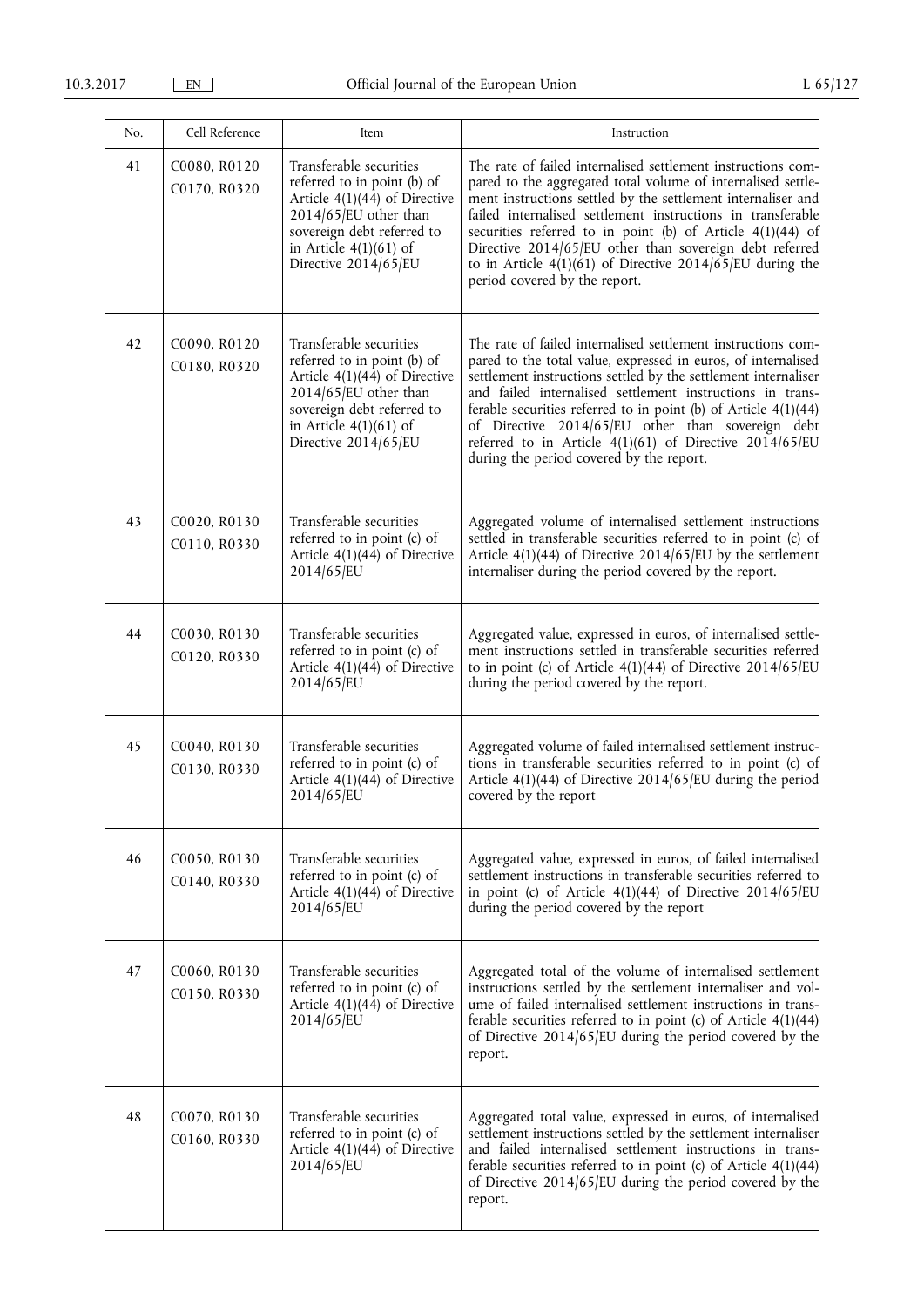| No. | Cell Reference | Item | Instruction |
|---|---|---|---|
| 41 | C0080, R0120<br>C0170, R0320 | Transferable securities referred to in point (b) of Article 4(1)(44) of Directive 2014/65/EU other than sovereign debt referred to in Article 4(1)(61) of Directive 2014/65/EU | The rate of failed internalised settlement instructions compared to the aggregated total volume of internalised settlement instructions settled by the settlement internaliser and failed internalised settlement instructions in transferable securities referred to in point (b) of Article 4(1)(44) of Directive 2014/65/EU other than sovereign debt referred to in Article 4(1)(61) of Directive 2014/65/EU during the period covered by the report. |
| 42 | C0090, R0120<br>C0180, R0320 | Transferable securities referred to in point (b) of Article 4(1)(44) of Directive 2014/65/EU other than sovereign debt referred to in Article 4(1)(61) of Directive 2014/65/EU | The rate of failed internalised settlement instructions compared to the total value, expressed in euros, of internalised settlement instructions settled by the settlement internaliser and failed internalised settlement instructions in transferable securities referred to in point (b) of Article 4(1)(44) of Directive 2014/65/EU other than sovereign debt referred to in Article 4(1)(61) of Directive 2014/65/EU during the period covered by the report. |
| 43 | C0020, R0130<br>C0110, R0330 | Transferable securities referred to in point (c) of Article 4(1)(44) of Directive 2014/65/EU | Aggregated volume of internalised settlement instructions settled in transferable securities referred to in point (c) of Article 4(1)(44) of Directive 2014/65/EU by the settlement internaliser during the period covered by the report. |
| 44 | C0030, R0130<br>C0120, R0330 | Transferable securities referred to in point (c) of Article 4(1)(44) of Directive 2014/65/EU | Aggregated value, expressed in euros, of internalised settlement instructions settled in transferable securities referred to in point (c) of Article 4(1)(44) of Directive 2014/65/EU during the period covered by the report. |
| 45 | C0040, R0130<br>C0130, R0330 | Transferable securities referred to in point (c) of Article 4(1)(44) of Directive 2014/65/EU | Aggregated volume of failed internalised settlement instructions in transferable securities referred to in point (c) of Article 4(1)(44) of Directive 2014/65/EU during the period covered by the report |
| 46 | C0050, R0130<br>C0140, R0330 | Transferable securities referred to in point (c) of Article 4(1)(44) of Directive 2014/65/EU | Aggregated value, expressed in euros, of failed internalised settlement instructions in transferable securities referred to in point (c) of Article 4(1)(44) of Directive 2014/65/EU during the period covered by the report |
| 47 | C0060, R0130<br>C0150, R0330 | Transferable securities referred to in point (c) of Article 4(1)(44) of Directive 2014/65/EU | Aggregated total of the volume of internalised settlement instructions settled by the settlement internaliser and volume of failed internalised settlement instructions in transferable securities referred to in point (c) of Article 4(1)(44) of Directive 2014/65/EU during the period covered by the report. |
| 48 | C0070, R0130<br>C0160, R0330 | Transferable securities referred to in point (c) of Article 4(1)(44) of Directive 2014/65/EU | Aggregated total value, expressed in euros, of internalised settlement instructions settled by the settlement internaliser and failed internalised settlement instructions in transferable securities referred to in point (c) of Article 4(1)(44) of Directive 2014/65/EU during the period covered by the report. |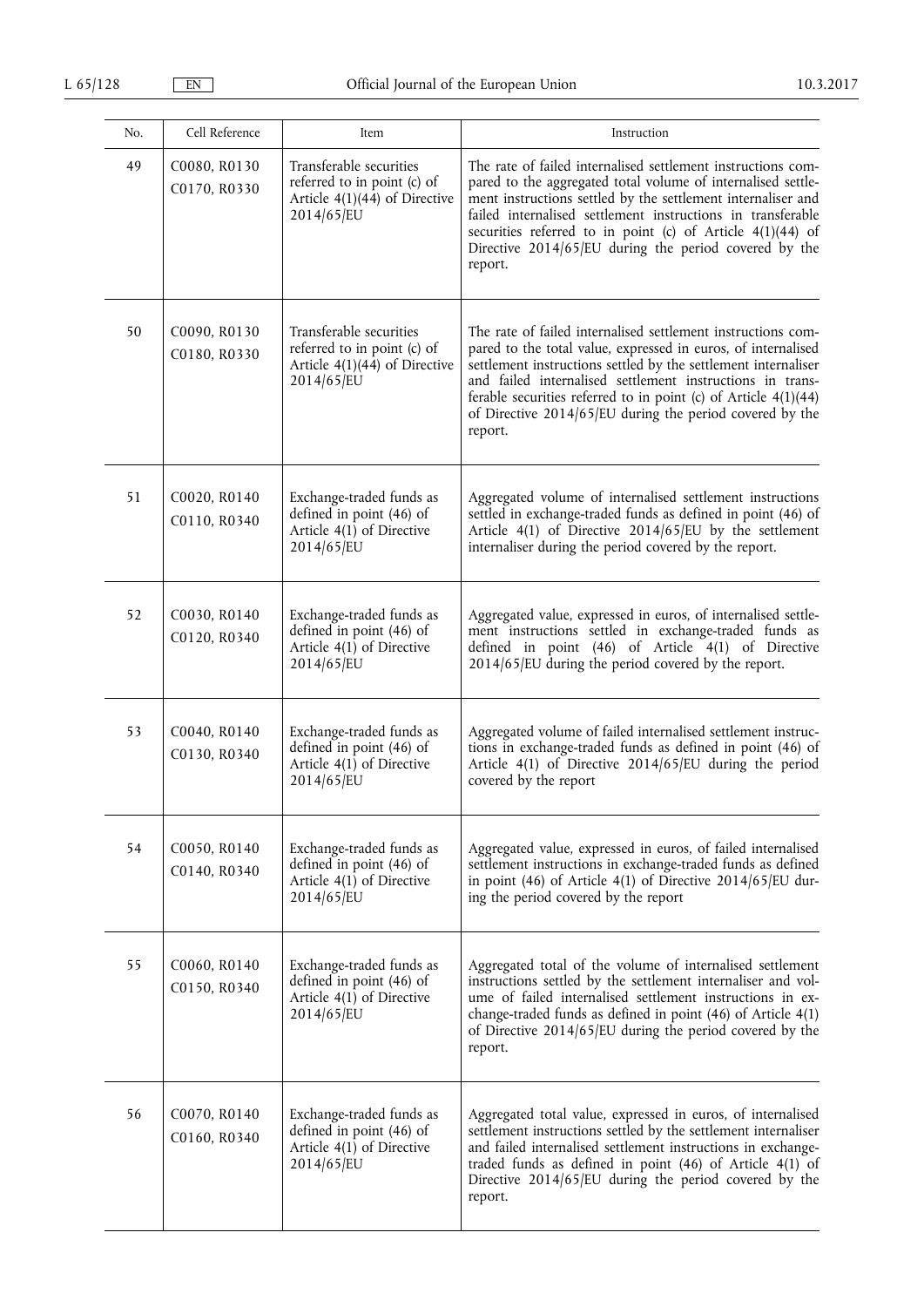| No. | Cell Reference | Item | Instruction |
|---|---|---|---|
| 49 | C0080, R0130<br>C0170, R0330 | Transferable securities referred to in point (c) of Article 4(1)(44) of Directive 2014/65/EU | The rate of failed internalised settlement instructions compared to the aggregated total volume of internalised settlement instructions settled by the settlement internaliser and failed internalised settlement instructions in transferable securities referred to in point (c) of Article 4(1)(44) of Directive 2014/65/EU during the period covered by the report. |
| 50 | C0090, R0130<br>C0180, R0330 | Transferable securities referred to in point (c) of Article 4(1)(44) of Directive 2014/65/EU | The rate of failed internalised settlement instructions compared to the total value, expressed in euros, of internalised settlement instructions settled by the settlement internaliser and failed internalised settlement instructions in transferable securities referred to in point (c) of Article 4(1)(44) of Directive 2014/65/EU during the period covered by the report. |
| 51 | C0020, R0140<br>C0110, R0340 | Exchange-traded funds as defined in point (46) of Article 4(1) of Directive 2014/65/EU | Aggregated volume of internalised settlement instructions settled in exchange-traded funds as defined in point (46) of Article 4(1) of Directive 2014/65/EU by the settlement internaliser during the period covered by the report. |
| 52 | C0030, R0140<br>C0120, R0340 | Exchange-traded funds as defined in point (46) of Article 4(1) of Directive 2014/65/EU | Aggregated value, expressed in euros, of internalised settlement instructions settled in exchange-traded funds as defined in point (46) of Article 4(1) of Directive 2014/65/EU during the period covered by the report. |
| 53 | C0040, R0140<br>C0130, R0340 | Exchange-traded funds as defined in point (46) of Article 4(1) of Directive 2014/65/EU | Aggregated volume of failed internalised settlement instructions in exchange-traded funds as defined in point (46) of Article 4(1) of Directive 2014/65/EU during the period covered by the report |
| 54 | C0050, R0140<br>C0140, R0340 | Exchange-traded funds as defined in point (46) of Article 4(1) of Directive 2014/65/EU | Aggregated value, expressed in euros, of failed internalised settlement instructions in exchange-traded funds as defined in point (46) of Article 4(1) of Directive 2014/65/EU during the period covered by the report |
| 55 | C0060, R0140<br>C0150, R0340 | Exchange-traded funds as defined in point (46) of Article 4(1) of Directive 2014/65/EU | Aggregated total of the volume of internalised settlement instructions settled by the settlement internaliser and volume of failed internalised settlement instructions in exchange-traded funds as defined in point (46) of Article 4(1) of Directive 2014/65/EU during the period covered by the report. |
| 56 | C0070, R0140<br>C0160, R0340 | Exchange-traded funds as defined in point (46) of Article 4(1) of Directive 2014/65/EU | Aggregated total value, expressed in euros, of internalised settlement instructions settled by the settlement internaliser and failed internalised settlement instructions in exchange-traded funds as defined in point (46) of Article 4(1) of Directive 2014/65/EU during the period covered by the report. |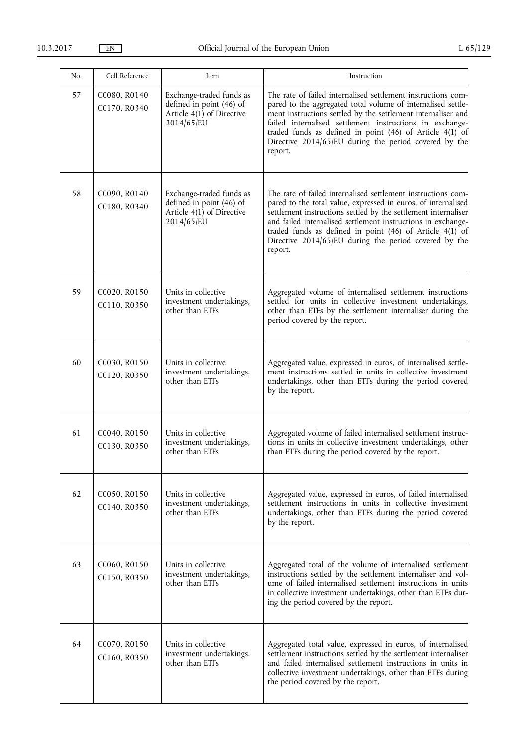| No. | Cell Reference | Item | Instruction |
|---|---|---|---|
| 57 | C0080, R0140<br>C0170, R0340 | Exchange-traded funds as defined in point (46) of Article 4(1) of Directive 2014/65/EU | The rate of failed internalised settlement instructions compared to the aggregated total volume of internalised settlement instructions settled by the settlement internaliser and failed internalised settlement instructions in exchange-traded funds as defined in point (46) of Article 4(1) of Directive 2014/65/EU during the period covered by the report. |
| 58 | C0090, R0140<br>C0180, R0340 | Exchange-traded funds as defined in point (46) of Article 4(1) of Directive 2014/65/EU | The rate of failed internalised settlement instructions compared to the total value, expressed in euros, of internalised settlement instructions settled by the settlement internaliser and failed internalised settlement instructions in exchange-traded funds as defined in point (46) of Article 4(1) of Directive 2014/65/EU during the period covered by the report. |
| 59 | C0020, R0150<br>C0110, R0350 | Units in collective investment undertakings, other than ETFs | Aggregated volume of internalised settlement instructions settled for units in collective investment undertakings, other than ETFs by the settlement internaliser during the period covered by the report. |
| 60 | C0030, R0150<br>C0120, R0350 | Units in collective investment undertakings, other than ETFs | Aggregated value, expressed in euros, of internalised settlement instructions settled in units in collective investment undertakings, other than ETFs during the period covered by the report. |
| 61 | C0040, R0150<br>C0130, R0350 | Units in collective investment undertakings, other than ETFs | Aggregated volume of failed internalised settlement instructions in units in collective investment undertakings, other than ETFs during the period covered by the report. |
| 62 | C0050, R0150<br>C0140, R0350 | Units in collective investment undertakings, other than ETFs | Aggregated value, expressed in euros, of failed internalised settlement instructions in units in collective investment undertakings, other than ETFs during the period covered by the report. |
| 63 | C0060, R0150<br>C0150, R0350 | Units in collective investment undertakings, other than ETFs | Aggregated total of the volume of internalised settlement instructions settled by the settlement internaliser and volume of failed internalised settlement instructions in units in collective investment undertakings, other than ETFs during the period covered by the report. |
| 64 | C0070, R0150<br>C0160, R0350 | Units in collective investment undertakings, other than ETFs | Aggregated total value, expressed in euros, of internalised settlement instructions settled by the settlement internaliser and failed internalised settlement instructions in units in collective investment undertakings, other than ETFs during the period covered by the report. |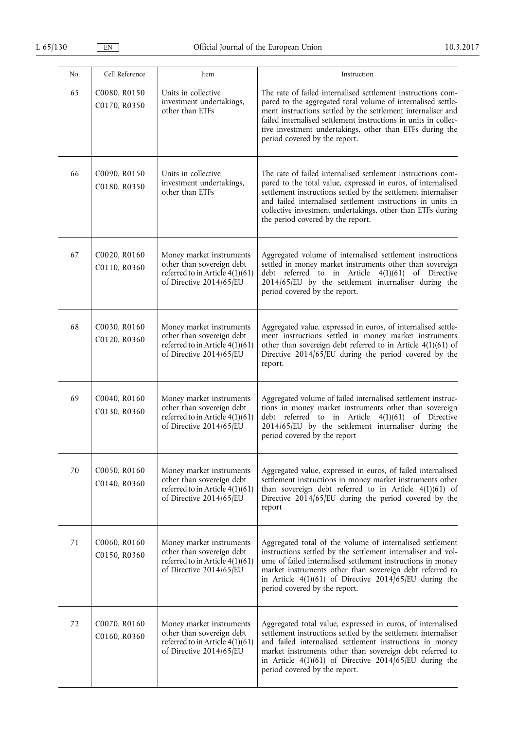| No. | Cell Reference | Item | Instruction |
|---|---|---|---|
| 65 | C0080, R0150 C0170, R0350 | Units in collective investment undertakings, other than ETFs | The rate of failed internalised settlement instructions compared to the aggregated total volume of internalised settlement instructions settled by the settlement internaliser and failed internalised settlement instructions in units in collective investment undertakings, other than ETFs during the period covered by the report. |
| 66 | C0090, R0150 C0180, R0350 | Units in collective investment undertakings, other than ETFs | The rate of failed internalised settlement instructions compared to the total value, expressed in euros, of internalised settlement instructions settled by the settlement internaliser and failed internalised settlement instructions in units in collective investment undertakings, other than ETFs during the period covered by the report. |
| 67 | C0020, R0160 C0110, R0360 | Money market instruments other than sovereign debt referred to in Article 4(1)(61) of Directive 2014/65/EU | Aggregated volume of internalised settlement instructions settled in money market instruments other than sovereign debt referred to in Article 4(1)(61) of Directive 2014/65/EU by the settlement internaliser during the period covered by the report. |
| 68 | C0030, R0160 C0120, R0360 | Money market instruments other than sovereign debt referred to in Article 4(1)(61) of Directive 2014/65/EU | Aggregated value, expressed in euros, of internalised settlement instructions settled in money market instruments other than sovereign debt referred to in Article 4(1)(61) of Directive 2014/65/EU during the period covered by the report. |
| 69 | C0040, R0160 C0130, R0360 | Money market instruments other than sovereign debt referred to in Article 4(1)(61) of Directive 2014/65/EU | Aggregated volume of failed internalised settlement instructions in money market instruments other than sovereign debt referred to in Article 4(1)(61) of Directive 2014/65/EU by the settlement internaliser during the period covered by the report |
| 70 | C0050, R0160 C0140, R0360 | Money market instruments other than sovereign debt referred to in Article 4(1)(61) of Directive 2014/65/EU | Aggregated value, expressed in euros, of failed internalised settlement instructions in money market instruments other than sovereign debt referred to in Article 4(1)(61) of Directive 2014/65/EU during the period covered by the report |
| 71 | C0060, R0160 C0150, R0360 | Money market instruments other than sovereign debt referred to in Article 4(1)(61) of Directive 2014/65/EU | Aggregated total of the volume of internalised settlement instructions settled by the settlement internaliser and volume of failed internalised settlement instructions in money market instruments other than sovereign debt referred to in Article 4(1)(61) of Directive 2014/65/EU during the period covered by the report. |
| 72 | C0070, R0160 C0160, R0360 | Money market instruments other than sovereign debt referred to in Article 4(1)(61) of Directive 2014/65/EU | Aggregated total value, expressed in euros, of internalised settlement instructions settled by the settlement internaliser and failed internalised settlement instructions in money market instruments other than sovereign debt referred to in Article 4(1)(61) of Directive 2014/65/EU during the period covered by the report. |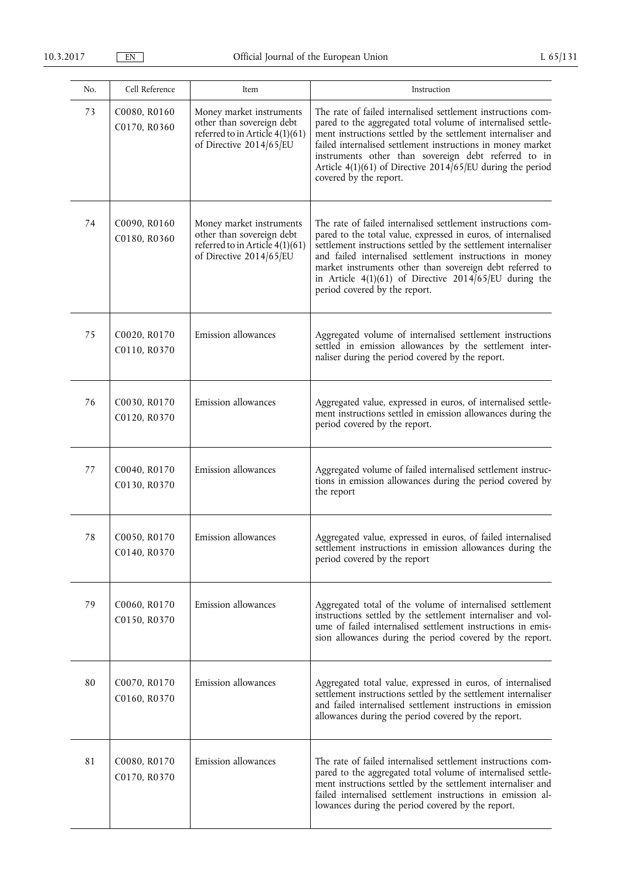| No. | Cell Reference | Item | Instruction |
|---|---|---|---|
| 73 | C0080, R0160<br>C0170, R0360 | Money market instruments other than sovereign debt referred to in Article 4(1)(61) of Directive 2014/65/EU | The rate of failed internalised settlement instructions compared to the aggregated total volume of internalised settlement instructions settled by the settlement internaliser and failed internalised settlement instructions in money market instruments other than sovereign debt referred to in Article 4(1)(61) of Directive 2014/65/EU during the period covered by the report. |
| 74 | C0090, R0160<br>C0180, R0360 | Money market instruments other than sovereign debt referred to in Article 4(1)(61) of Directive 2014/65/EU | The rate of failed internalised settlement instructions compared to the total value, expressed in euros, of internalised settlement instructions settled by the settlement internaliser and failed internalised settlement instructions in money market instruments other than sovereign debt referred to in Article 4(1)(61) of Directive 2014/65/EU during the period covered by the report. |
| 75 | C0020, R0170<br>C0110, R0370 | Emission allowances | Aggregated volume of internalised settlement instructions settled in emission allowances by the settlement internaliser during the period covered by the report. |
| 76 | C0030, R0170<br>C0120, R0370 | Emission allowances | Aggregated value, expressed in euros, of internalised settlement instructions settled in emission allowances during the period covered by the report. |
| 77 | C0040, R0170<br>C0130, R0370 | Emission allowances | Aggregated volume of failed internalised settlement instructions in emission allowances during the period covered by the report |
| 78 | C0050, R0170<br>C0140, R0370 | Emission allowances | Aggregated value, expressed in euros, of failed internalised settlement instructions in emission allowances during the period covered by the report |
| 79 | C0060, R0170<br>C0150, R0370 | Emission allowances | Aggregated total of the volume of internalised settlement instructions settled by the settlement internaliser and volume of failed internalised settlement instructions in emission allowances during the period covered by the report. |
| 80 | C0070, R0170<br>C0160, R0370 | Emission allowances | Aggregated total value, expressed in euros, of internalised settlement instructions settled by the settlement internaliser and failed internalised settlement instructions in emission allowances during the period covered by the report. |
| 81 | C0080, R0170<br>C0170, R0370 | Emission allowances | The rate of failed internalised settlement instructions compared to the aggregated total volume of internalised settlement instructions settled by the settlement internaliser and failed internalised settlement instructions in emission allowances during the period covered by the report. |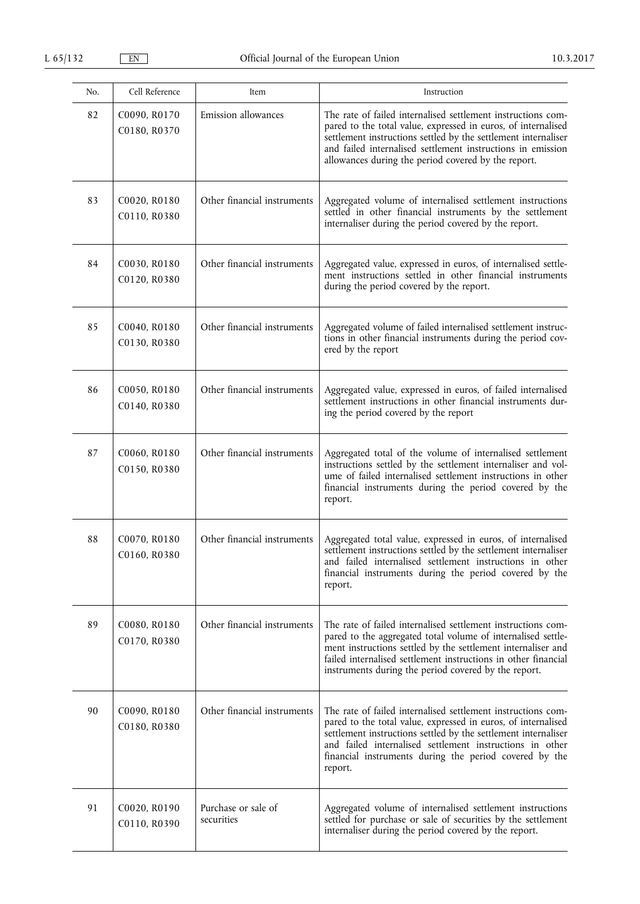| No. | Cell Reference | Item | Instruction |
|---|---|---|---|
| 82 | C0090, R0170 C0180, R0370 | Emission allowances | The rate of failed internalised settlement instructions compared to the total value, expressed in euros, of internalised settlement instructions settled by the settlement internaliser and failed internalised settlement instructions in emission allowances during the period covered by the report. |
| 83 | C0020, R0180 C0110, R0380 | Other financial instruments | Aggregated volume of internalised settlement instructions settled in other financial instruments by the settlement internaliser during the period covered by the report. |
| 84 | C0030, R0180 C0120, R0380 | Other financial instruments | Aggregated value, expressed in euros, of internalised settlement instructions settled in other financial instruments during the period covered by the report. |
| 85 | C0040, R0180 C0130, R0380 | Other financial instruments | Aggregated volume of failed internalised settlement instructions in other financial instruments during the period covered by the report |
| 86 | C0050, R0180 C0140, R0380 | Other financial instruments | Aggregated value, expressed in euros, of failed internalised settlement instructions in other financial instruments during the period covered by the report |
| 87 | C0060, R0180 C0150, R0380 | Other financial instruments | Aggregated total of the volume of internalised settlement instructions settled by the settlement internaliser and volume of failed internalised settlement instructions in other financial instruments during the period covered by the report. |
| 88 | C0070, R0180 C0160, R0380 | Other financial instruments | Aggregated total value, expressed in euros, of internalised settlement instructions settled by the settlement internaliser and failed internalised settlement instructions in other financial instruments during the period covered by the report. |
| 89 | C0080, R0180 C0170, R0380 | Other financial instruments | The rate of failed internalised settlement instructions compared to the aggregated total volume of internalised settlement instructions settled by the settlement internaliser and failed internalised settlement instructions in other financial instruments during the period covered by the report. |
| 90 | C0090, R0180 C0180, R0380 | Other financial instruments | The rate of failed internalised settlement instructions compared to the total value, expressed in euros, of internalised settlement instructions settled by the settlement internaliser and failed internalised settlement instructions in other financial instruments during the period covered by the report. |
| 91 | C0020, R0190 C0110, R0390 | Purchase or sale of securities | Aggregated volume of internalised settlement instructions settled for purchase or sale of securities by the settlement internaliser during the period covered by the report. |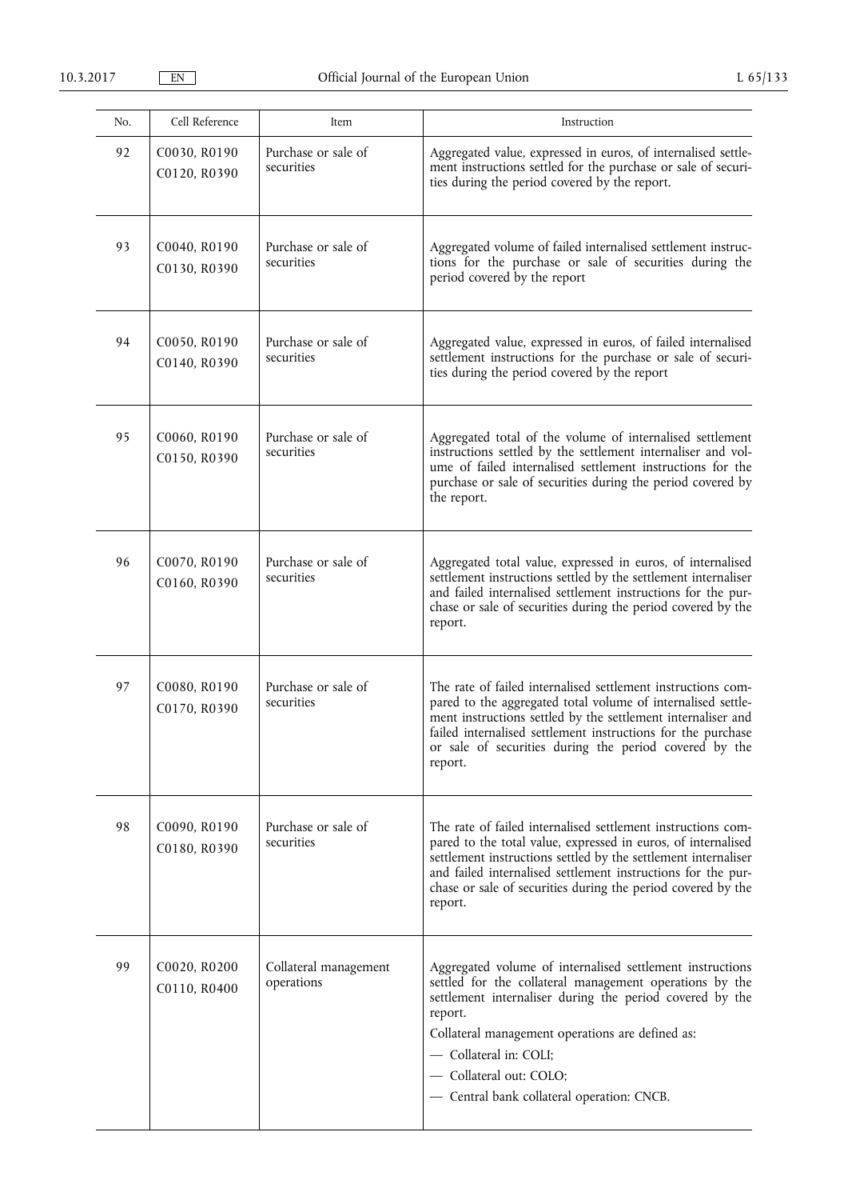| No. | Cell Reference | Item | Instruction |
|---|---|---|---|
| 92 | C0030, R0190<br>C0120, R0390 | Purchase or sale of securities | Aggregated value, expressed in euros, of internalised settlement instructions settled for the purchase or sale of securities during the period covered by the report. |
| 93 | C0040, R0190<br>C0130, R0390 | Purchase or sale of securities | Aggregated volume of failed internalised settlement instructions for the purchase or sale of securities during the period covered by the report |
| 94 | C0050, R0190<br>C0140, R0390 | Purchase or sale of securities | Aggregated value, expressed in euros, of failed internalised settlement instructions for the purchase or sale of securities during the period covered by the report |
| 95 | C0060, R0190<br>C0150, R0390 | Purchase or sale of securities | Aggregated total of the volume of internalised settlement instructions settled by the settlement internaliser and volume of failed internalised settlement instructions for the purchase or sale of securities during the period covered by the report. |
| 96 | C0070, R0190<br>C0160, R0390 | Purchase or sale of securities | Aggregated total value, expressed in euros, of internalised settlement instructions settled by the settlement internaliser and failed internalised settlement instructions for the purchase or sale of securities during the period covered by the report. |
| 97 | C0080, R0190<br>C0170, R0390 | Purchase or sale of securities | The rate of failed internalised settlement instructions compared to the aggregated total volume of internalised settlement instructions settled by the settlement internaliser and failed internalised settlement instructions for the purchase or sale of securities during the period covered by the report. |
| 98 | C0090, R0190<br>C0180, R0390 | Purchase or sale of securities | The rate of failed internalised settlement instructions compared to the total value, expressed in euros, of internalised settlement instructions settled by the settlement internaliser and failed internalised settlement instructions for the purchase or sale of securities during the period covered by the report. |
| 99 | C0020, R0200<br>C0110, R0400 | Collateral management operations | Aggregated volume of internalised settlement instructions settled for the collateral management operations by the settlement internaliser during the period covered by the report.<br>Collateral management operations are defined as:<br>— Collateral in: COLI;<br>— Collateral out: COLO;<br>— Central bank collateral operation: CNCB. |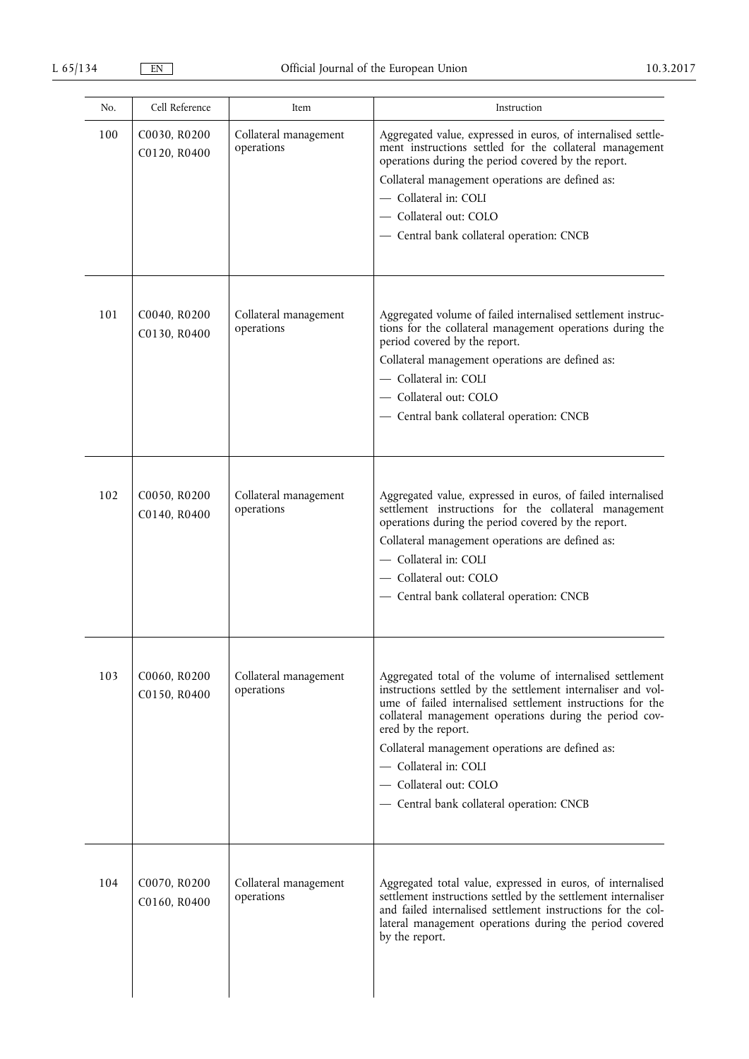| No. | Cell Reference | Item | Instruction |
|---|---|---|---|
| 100 | C0030, R0200<br>C0120, R0400 | Collateral management operations | Aggregated value, expressed in euros, of internalised settlement instructions settled for the collateral management operations during the period covered by the report.<br>Collateral management operations are defined as:<br>— Collateral in: COLI<br>— Collateral out: COLO<br>— Central bank collateral operation: CNCB |
| 101 | C0040, R0200<br>C0130, R0400 | Collateral management operations | Aggregated volume of failed internalised settlement instructions for the collateral management operations during the period covered by the report.<br>Collateral management operations are defined as:<br>— Collateral in: COLI<br>— Collateral out: COLO<br>— Central bank collateral operation: CNCB |
| 102 | C0050, R0200<br>C0140, R0400 | Collateral management operations | Aggregated value, expressed in euros, of failed internalised settlement instructions for the collateral management operations during the period covered by the report.<br>Collateral management operations are defined as:<br>— Collateral in: COLI<br>— Collateral out: COLO<br>— Central bank collateral operation: CNCB |
| 103 | C0060, R0200<br>C0150, R0400 | Collateral management operations | Aggregated total of the volume of internalised settlement instructions settled by the settlement internaliser and volume of failed internalised settlement instructions for the collateral management operations during the period covered by the report.<br>Collateral management operations are defined as:<br>— Collateral in: COLI<br>— Collateral out: COLO<br>— Central bank collateral operation: CNCB |
| 104 | C0070, R0200<br>C0160, R0400 | Collateral management operations | Aggregated total value, expressed in euros, of internalised settlement instructions settled by the settlement internaliser and failed internalised settlement instructions for the collateral management operations during the period covered by the report. |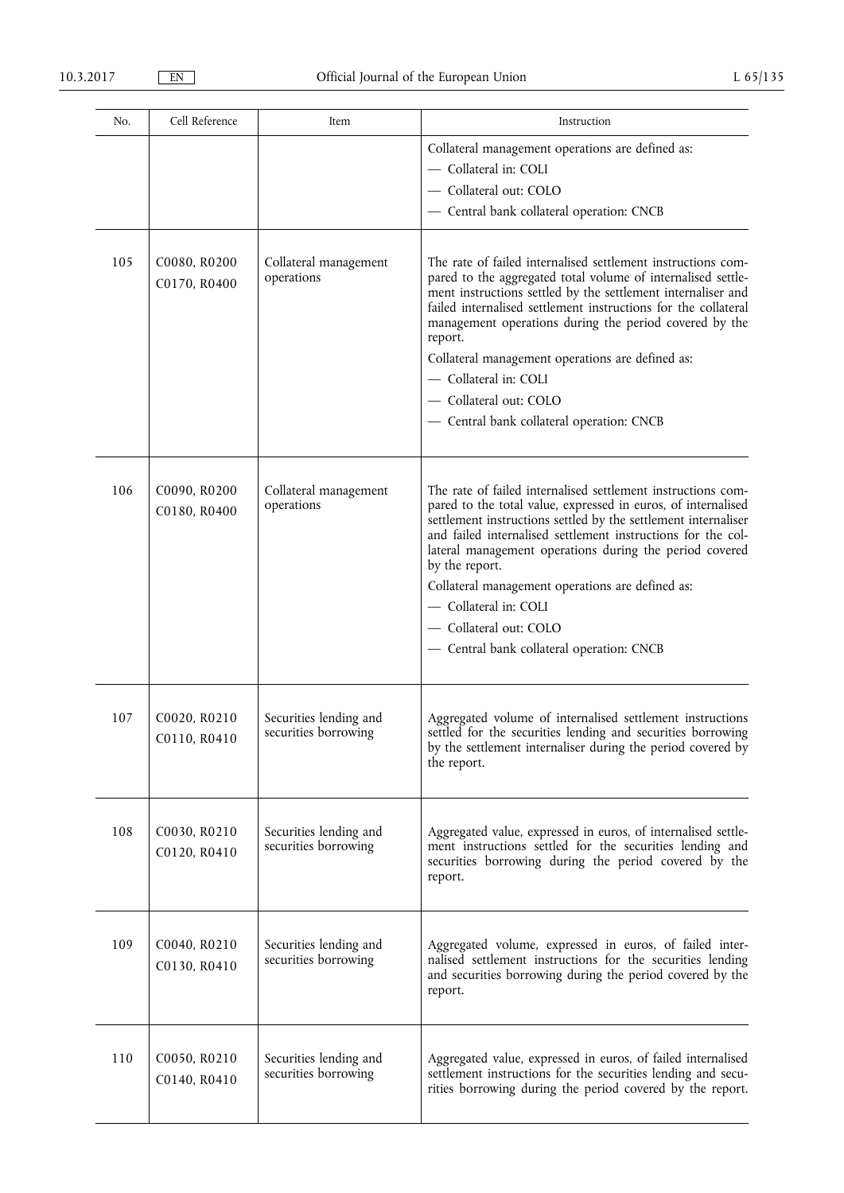| No. | Cell Reference | Item | Instruction |
|---|---|---|---|
| | | | Collateral management operations are defined as:<br>— Collateral in: COLI<br>— Collateral out: COLO<br>— Central bank collateral operation: CNCB |
| 105 | C0080, R0200<br>C0170, R0400 | Collateral management operations | The rate of failed internalised settlement instructions compared to the aggregated total volume of internalised settlement instructions settled by the settlement internaliser and failed internalised settlement instructions for the collateral management operations during the period covered by the report.<br>Collateral management operations are defined as:<br>— Collateral in: COLI<br>— Collateral out: COLO<br>— Central bank collateral operation: CNCB |
| 106 | C0090, R0200<br>C0180, R0400 | Collateral management operations | The rate of failed internalised settlement instructions compared to the total value, expressed in euros, of internalised settlement instructions settled by the settlement internaliser and failed internalised settlement instructions for the collateral management operations during the period covered by the report.<br>Collateral management operations are defined as:<br>— Collateral in: COLI<br>— Collateral out: COLO<br>— Central bank collateral operation: CNCB |
| 107 | C0020, R0210<br>C0110, R0410 | Securities lending and securities borrowing | Aggregated volume of internalised settlement instructions settled for the securities lending and securities borrowing by the settlement internaliser during the period covered by the report. |
| 108 | C0030, R0210<br>C0120, R0410 | Securities lending and securities borrowing | Aggregated value, expressed in euros, of internalised settlement instructions settled for the securities lending and securities borrowing during the period covered by the report. |
| 109 | C0040, R0210<br>C0130, R0410 | Securities lending and securities borrowing | Aggregated volume, expressed in euros, of failed internalised settlement instructions for the securities lending and securities borrowing during the period covered by the report. |
| 110 | C0050, R0210<br>C0140, R0410 | Securities lending and securities borrowing | Aggregated value, expressed in euros, of failed internalised settlement instructions for the securities lending and securities borrowing during the period covered by the report. |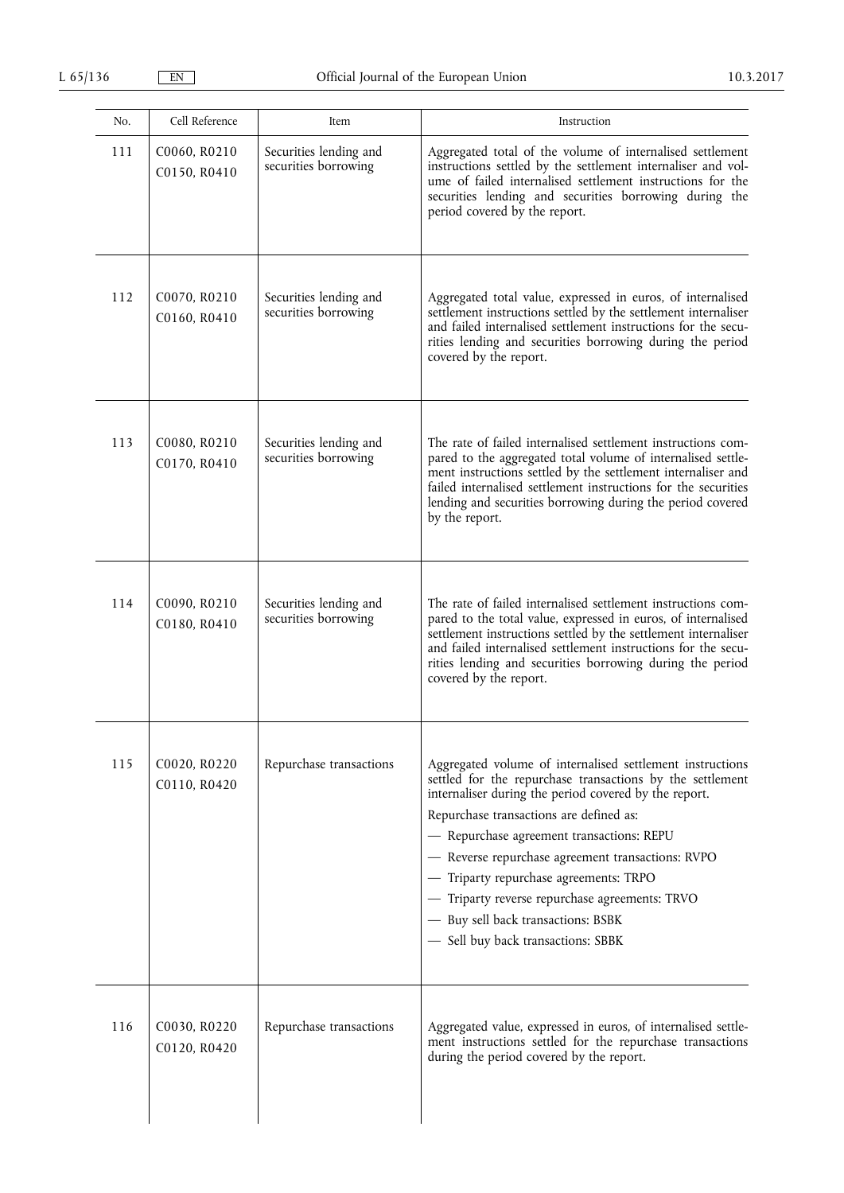| No. | Cell Reference | Item | Instruction |
|---|---|---|---|
| 111 | C0060, R0210<br>C0150, R0410 | Securities lending and securities borrowing | Aggregated total of the volume of internalised settlement instructions settled by the settlement internaliser and volume of failed internalised settlement instructions for the securities lending and securities borrowing during the period covered by the report. |
| 112 | C0070, R0210<br>C0160, R0410 | Securities lending and securities borrowing | Aggregated total value, expressed in euros, of internalised settlement instructions settled by the settlement internaliser and failed internalised settlement instructions for the securities lending and securities borrowing during the period covered by the report. |
| 113 | C0080, R0210<br>C0170, R0410 | Securities lending and securities borrowing | The rate of failed internalised settlement instructions compared to the aggregated total volume of internalised settlement instructions settled by the settlement internaliser and failed internalised settlement instructions for the securities lending and securities borrowing during the period covered by the report. |
| 114 | C0090, R0210<br>C0180, R0410 | Securities lending and securities borrowing | The rate of failed internalised settlement instructions compared to the total value, expressed in euros, of internalised settlement instructions settled by the settlement internaliser and failed internalised settlement instructions for the securities lending and securities borrowing during the period covered by the report. |
| 115 | C0020, R0220<br>C0110, R0420 | Repurchase transactions | Aggregated volume of internalised settlement instructions settled for the repurchase transactions by the settlement internaliser during the period covered by the report.<br>Repurchase transactions are defined as:<br>— Repurchase agreement transactions: REPU<br>— Reverse repurchase agreement transactions: RVPO<br>— Triparty repurchase agreements: TRPO<br>— Triparty reverse repurchase agreements: TRVO<br>— Buy sell back transactions: BSBK<br>— Sell buy back transactions: SBBK |
| 116 | C0030, R0220<br>C0120, R0420 | Repurchase transactions | Aggregated value, expressed in euros, of internalised settlement instructions settled for the repurchase transactions during the period covered by the report. |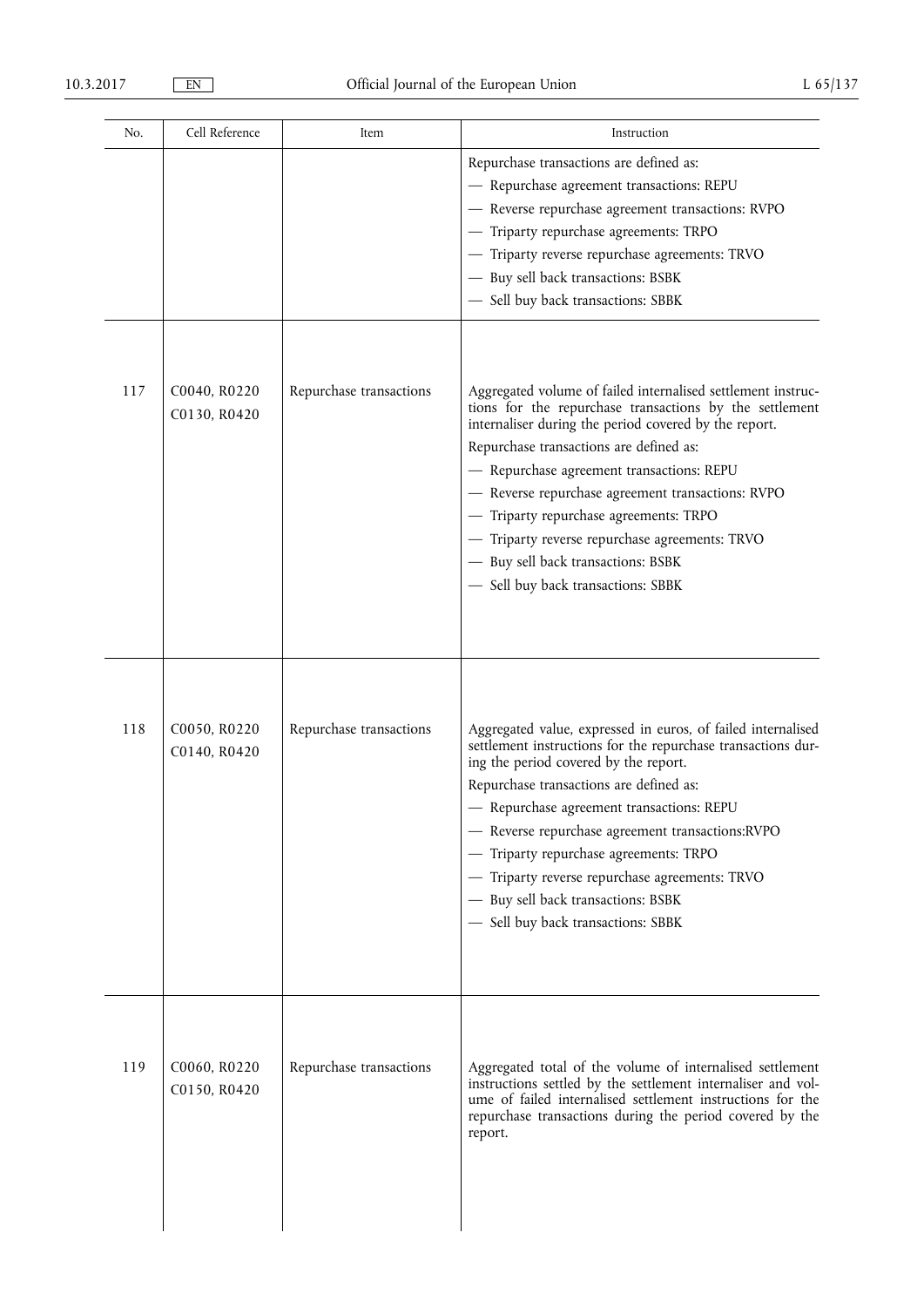| No. | Cell Reference | Item | Instruction |
|---|---|---|---|
| | | | Repurchase transactions are defined as:<br>— Repurchase agreement transactions: REPU<br>— Reverse repurchase agreement transactions: RVPO<br>— Triparty repurchase agreements: TRPO<br>— Triparty reverse repurchase agreements: TRVO<br>— Buy sell back transactions: BSBK<br>— Sell buy back transactions: SBBK |
| 117 | C0040, R0220<br>C0130, R0420 | Repurchase transactions | Aggregated volume of failed internalised settlement instructions for the repurchase transactions by the settlement internaliser during the period covered by the report.<br>Repurchase transactions are defined as:<br>— Repurchase agreement transactions: REPU<br>— Reverse repurchase agreement transactions: RVPO<br>— Triparty repurchase agreements: TRPO<br>— Triparty reverse repurchase agreements: TRVO<br>— Buy sell back transactions: BSBK<br>— Sell buy back transactions: SBBK |
| 118 | C0050, R0220<br>C0140, R0420 | Repurchase transactions | Aggregated value, expressed in euros, of failed internalised settlement instructions for the repurchase transactions during the period covered by the report.<br>Repurchase transactions are defined as:<br>— Repurchase agreement transactions: REPU<br>— Reverse repurchase agreement transactions:RVPO<br>— Triparty repurchase agreements: TRPO<br>— Triparty reverse repurchase agreements: TRVO<br>— Buy sell back transactions: BSBK<br>— Sell buy back transactions: SBBK |
| 119 | C0060, R0220<br>C0150, R0420 | Repurchase transactions | Aggregated total of the volume of internalised settlement instructions settled by the settlement internaliser and volume of failed internalised settlement instructions for the repurchase transactions during the period covered by the report. |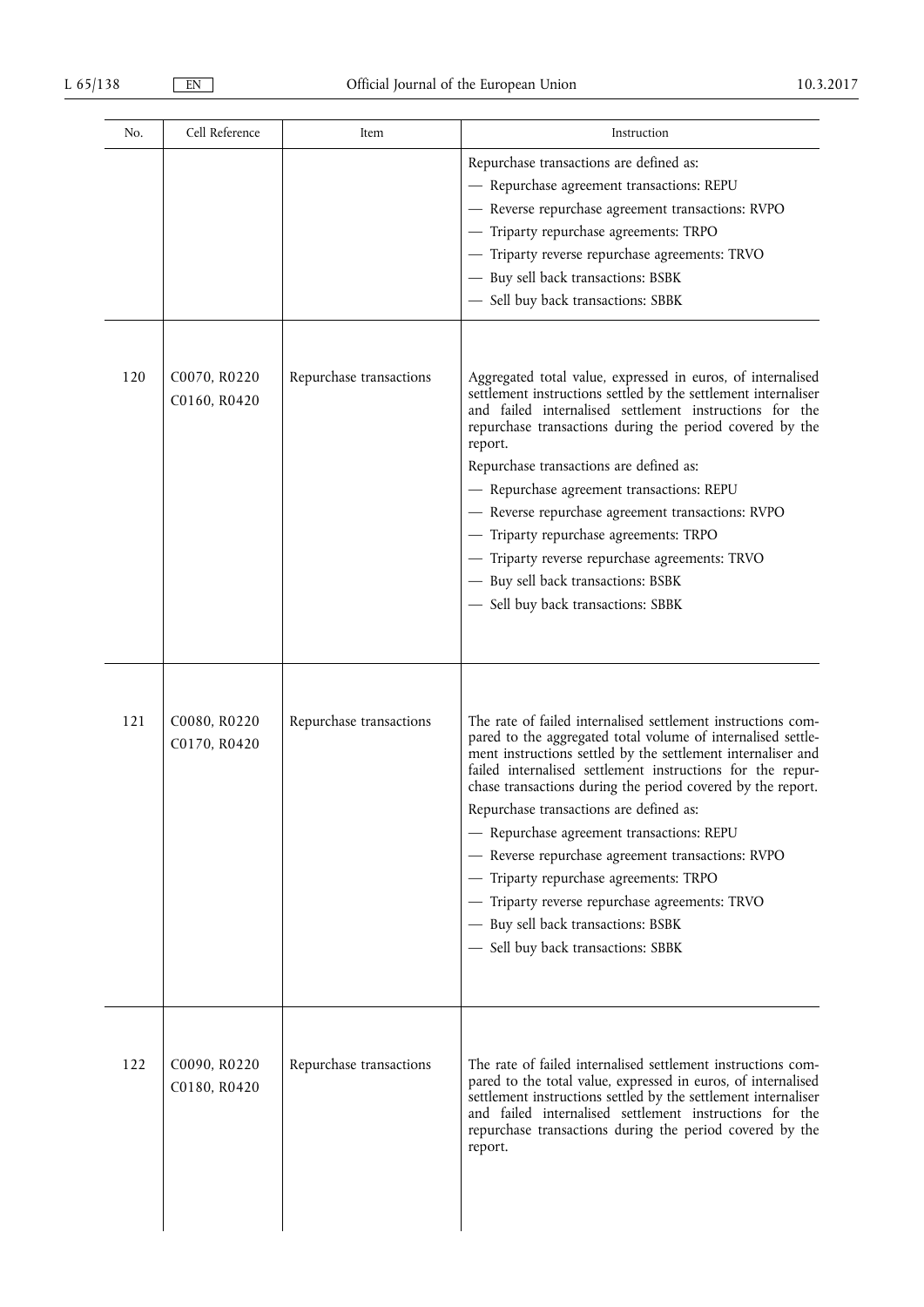| No. | Cell Reference | Item | Instruction |
|---|---|---|---|
| | | | Repurchase transactions are defined as:<br>— Repurchase agreement transactions: REPU<br>— Reverse repurchase agreement transactions: RVPO<br>— Triparty repurchase agreements: TRPO<br>— Triparty reverse repurchase agreements: TRVO<br>— Buy sell back transactions: BSBK<br>— Sell buy back transactions: SBBK |
| 120 | C0070, R0220<br>C0160, R0420 | Repurchase transactions | Aggregated total value, expressed in euros, of internalised settlement instructions settled by the settlement internaliser and failed internalised settlement instructions for the repurchase transactions during the period covered by the report.<br>Repurchase transactions are defined as:<br>— Repurchase agreement transactions: REPU<br>— Reverse repurchase agreement transactions: RVPO<br>— Triparty repurchase agreements: TRPO<br>— Triparty reverse repurchase agreements: TRVO<br>— Buy sell back transactions: BSBK<br>— Sell buy back transactions: SBBK |
| 121 | C0080, R0220<br>C0170, R0420 | Repurchase transactions | The rate of failed internalised settlement instructions compared to the aggregated total volume of internalised settlement instructions settled by the settlement internaliser and failed internalised settlement instructions for the repurchase transactions during the period covered by the report.<br>Repurchase transactions are defined as:<br>— Repurchase agreement transactions: REPU<br>— Reverse repurchase agreement transactions: RVPO<br>— Triparty repurchase agreements: TRPO<br>— Triparty reverse repurchase agreements: TRVO<br>— Buy sell back transactions: BSBK<br>— Sell buy back transactions: SBBK |
| 122 | C0090, R0220<br>C0180, R0420 | Repurchase transactions | The rate of failed internalised settlement instructions compared to the total value, expressed in euros, of internalised settlement instructions settled by the settlement internaliser and failed internalised settlement instructions for the repurchase transactions during the period covered by the report. |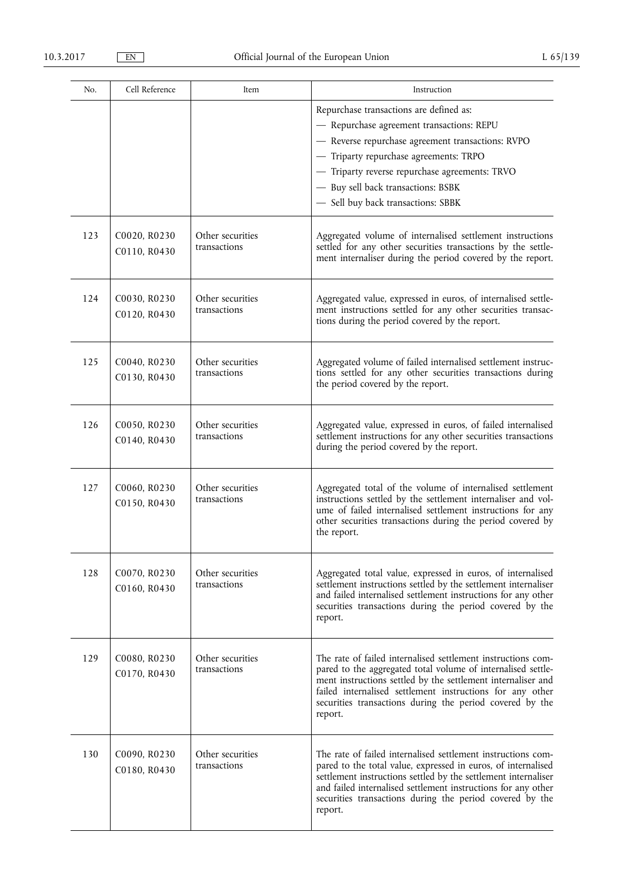| No. | Cell Reference | Item | Instruction |
|---|---|---|---|
| | | | Repurchase transactions are defined as:<br>— Repurchase agreement transactions: REPU<br>— Reverse repurchase agreement transactions: RVPO<br>— Triparty repurchase agreements: TRPO<br>— Triparty reverse repurchase agreements: TRVO<br>— Buy sell back transactions: BSBK<br>— Sell buy back transactions: SBBK |
| 123 | C0020, R0230<br>C0110, R0430 | Other securities transactions | Aggregated volume of internalised settlement instructions settled for any other securities transactions by the settlement internaliser during the period covered by the report. |
| 124 | C0030, R0230<br>C0120, R0430 | Other securities transactions | Aggregated value, expressed in euros, of internalised settlement instructions settled for any other securities transactions during the period covered by the report. |
| 125 | C0040, R0230<br>C0130, R0430 | Other securities transactions | Aggregated volume of failed internalised settlement instructions settled for any other securities transactions during the period covered by the report. |
| 126 | C0050, R0230<br>C0140, R0430 | Other securities transactions | Aggregated value, expressed in euros, of failed internalised settlement instructions for any other securities transactions during the period covered by the report. |
| 127 | C0060, R0230<br>C0150, R0430 | Other securities transactions | Aggregated total of the volume of internalised settlement instructions settled by the settlement internaliser and volume of failed internalised settlement instructions for any other securities transactions during the period covered by the report. |
| 128 | C0070, R0230<br>C0160, R0430 | Other securities transactions | Aggregated total value, expressed in euros, of internalised settlement instructions settled by the settlement internaliser and failed internalised settlement instructions for any other securities transactions during the period covered by the report. |
| 129 | C0080, R0230<br>C0170, R0430 | Other securities transactions | The rate of failed internalised settlement instructions compared to the aggregated total volume of internalised settlement instructions settled by the settlement internaliser and failed internalised settlement instructions for any other securities transactions during the period covered by the report. |
| 130 | C0090, R0230<br>C0180, R0430 | Other securities transactions | The rate of failed internalised settlement instructions compared to the total value, expressed in euros, of internalised settlement instructions settled by the settlement internaliser and failed internalised settlement instructions for any other securities transactions during the period covered by the report. |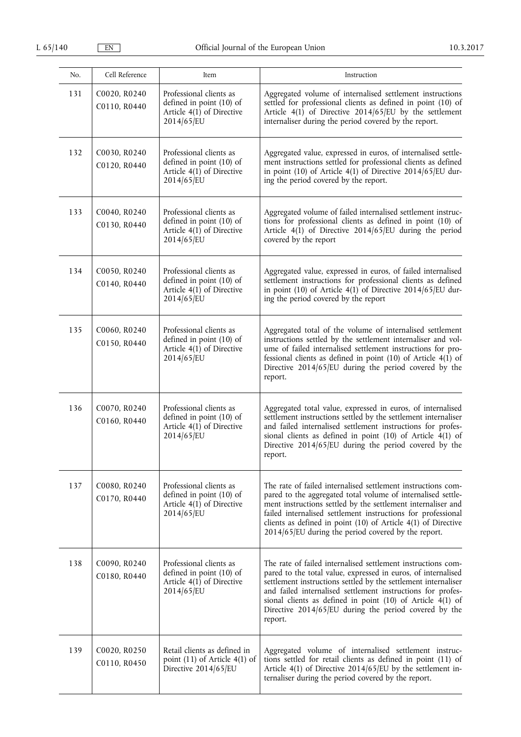| No. | Cell Reference | Item | Instruction |
|---|---|---|---|
| 131 | C0020, R0240<br>C0110, R0440 | Professional clients as defined in point (10) of Article 4(1) of Directive 2014/65/EU | Aggregated volume of internalised settlement instructions settled for professional clients as defined in point (10) of Article 4(1) of Directive 2014/65/EU by the settlement internaliser during the period covered by the report. |
| 132 | C0030, R0240<br>C0120, R0440 | Professional clients as defined in point (10) of Article 4(1) of Directive 2014/65/EU | Aggregated value, expressed in euros, of internalised settlement instructions settled for professional clients as defined in point (10) of Article 4(1) of Directive 2014/65/EU during the period covered by the report. |
| 133 | C0040, R0240<br>C0130, R0440 | Professional clients as defined in point (10) of Article 4(1) of Directive 2014/65/EU | Aggregated volume of failed internalised settlement instructions for professional clients as defined in point (10) of Article 4(1) of Directive 2014/65/EU during the period covered by the report |
| 134 | C0050, R0240<br>C0140, R0440 | Professional clients as defined in point (10) of Article 4(1) of Directive 2014/65/EU | Aggregated value, expressed in euros, of failed internalised settlement instructions for professional clients as defined in point (10) of Article 4(1) of Directive 2014/65/EU during the period covered by the report |
| 135 | C0060, R0240<br>C0150, R0440 | Professional clients as defined in point (10) of Article 4(1) of Directive 2014/65/EU | Aggregated total of the volume of internalised settlement instructions settled by the settlement internaliser and volume of failed internalised settlement instructions for professional clients as defined in point (10) of Article 4(1) of Directive 2014/65/EU during the period covered by the report. |
| 136 | C0070, R0240<br>C0160, R0440 | Professional clients as defined in point (10) of Article 4(1) of Directive 2014/65/EU | Aggregated total value, expressed in euros, of internalised settlement instructions settled by the settlement internaliser and failed internalised settlement instructions for professional clients as defined in point (10) of Article 4(1) of Directive 2014/65/EU during the period covered by the report. |
| 137 | C0080, R0240<br>C0170, R0440 | Professional clients as defined in point (10) of Article 4(1) of Directive 2014/65/EU | The rate of failed internalised settlement instructions compared to the aggregated total volume of internalised settlement instructions settled by the settlement internaliser and failed internalised settlement instructions for professional clients as defined in point (10) of Article 4(1) of Directive 2014/65/EU during the period covered by the report. |
| 138 | C0090, R0240<br>C0180, R0440 | Professional clients as defined in point (10) of Article 4(1) of Directive 2014/65/EU | The rate of failed internalised settlement instructions compared to the total value, expressed in euros, of internalised settlement instructions settled by the settlement internaliser and failed internalised settlement instructions for professional clients as defined in point (10) of Article 4(1) of Directive 2014/65/EU during the period covered by the report. |
| 139 | C0020, R0250<br>C0110, R0450 | Retail clients as defined in point (11) of Article 4(1) of Directive 2014/65/EU | Aggregated volume of internalised settlement instructions settled for retail clients as defined in point (11) of Article 4(1) of Directive 2014/65/EU by the settlement internaliser during the period covered by the report. |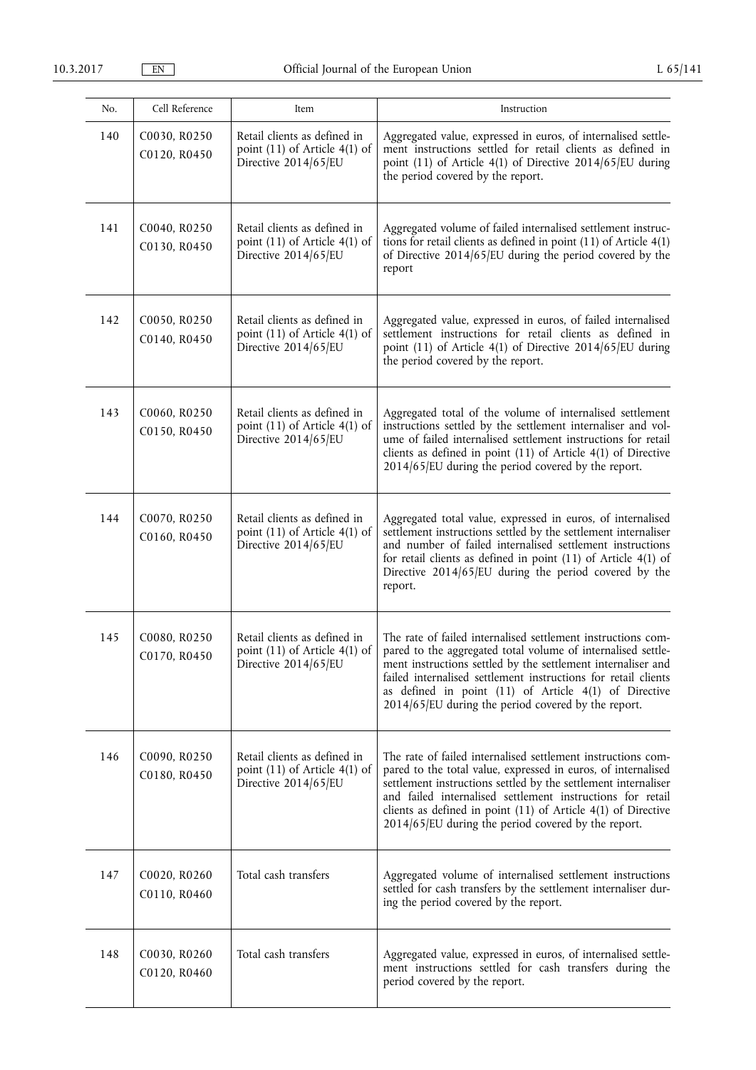| No. | Cell Reference | Item | Instruction |
|---|---|---|---|
| 140 | C0030, R0250<br>C0120, R0450 | Retail clients as defined in point (11) of Article 4(1) of Directive 2014/65/EU | Aggregated value, expressed in euros, of internalised settlement instructions settled for retail clients as defined in point (11) of Article 4(1) of Directive 2014/65/EU during the period covered by the report. |
| 141 | C0040, R0250<br>C0130, R0450 | Retail clients as defined in point (11) of Article 4(1) of Directive 2014/65/EU | Aggregated volume of failed internalised settlement instructions for retail clients as defined in point (11) of Article 4(1) of Directive 2014/65/EU during the period covered by the report |
| 142 | C0050, R0250<br>C0140, R0450 | Retail clients as defined in point (11) of Article 4(1) of Directive 2014/65/EU | Aggregated value, expressed in euros, of failed internalised settlement instructions for retail clients as defined in point (11) of Article 4(1) of Directive 2014/65/EU during the period covered by the report. |
| 143 | C0060, R0250<br>C0150, R0450 | Retail clients as defined in point (11) of Article 4(1) of Directive 2014/65/EU | Aggregated total of the volume of internalised settlement instructions settled by the settlement internaliser and volume of failed internalised settlement instructions for retail clients as defined in point (11) of Article 4(1) of Directive 2014/65/EU during the period covered by the report. |
| 144 | C0070, R0250<br>C0160, R0450 | Retail clients as defined in point (11) of Article 4(1) of Directive 2014/65/EU | Aggregated total value, expressed in euros, of internalised settlement instructions settled by the settlement internaliser and number of failed internalised settlement instructions for retail clients as defined in point (11) of Article 4(1) of Directive 2014/65/EU during the period covered by the report. |
| 145 | C0080, R0250<br>C0170, R0450 | Retail clients as defined in point (11) of Article 4(1) of Directive 2014/65/EU | The rate of failed internalised settlement instructions compared to the aggregated total volume of internalised settlement instructions settled by the settlement internaliser and failed internalised settlement instructions for retail clients as defined in point (11) of Article 4(1) of Directive 2014/65/EU during the period covered by the report. |
| 146 | C0090, R0250<br>C0180, R0450 | Retail clients as defined in point (11) of Article 4(1) of Directive 2014/65/EU | The rate of failed internalised settlement instructions compared to the total value, expressed in euros, of internalised settlement instructions settled by the settlement internaliser and failed internalised settlement instructions for retail clients as defined in point (11) of Article 4(1) of Directive 2014/65/EU during the period covered by the report. |
| 147 | C0020, R0260<br>C0110, R0460 | Total cash transfers | Aggregated volume of internalised settlement instructions settled for cash transfers by the settlement internaliser during the period covered by the report. |
| 148 | C0030, R0260<br>C0120, R0460 | Total cash transfers | Aggregated value, expressed in euros, of internalised settlement instructions settled for cash transfers during the period covered by the report. |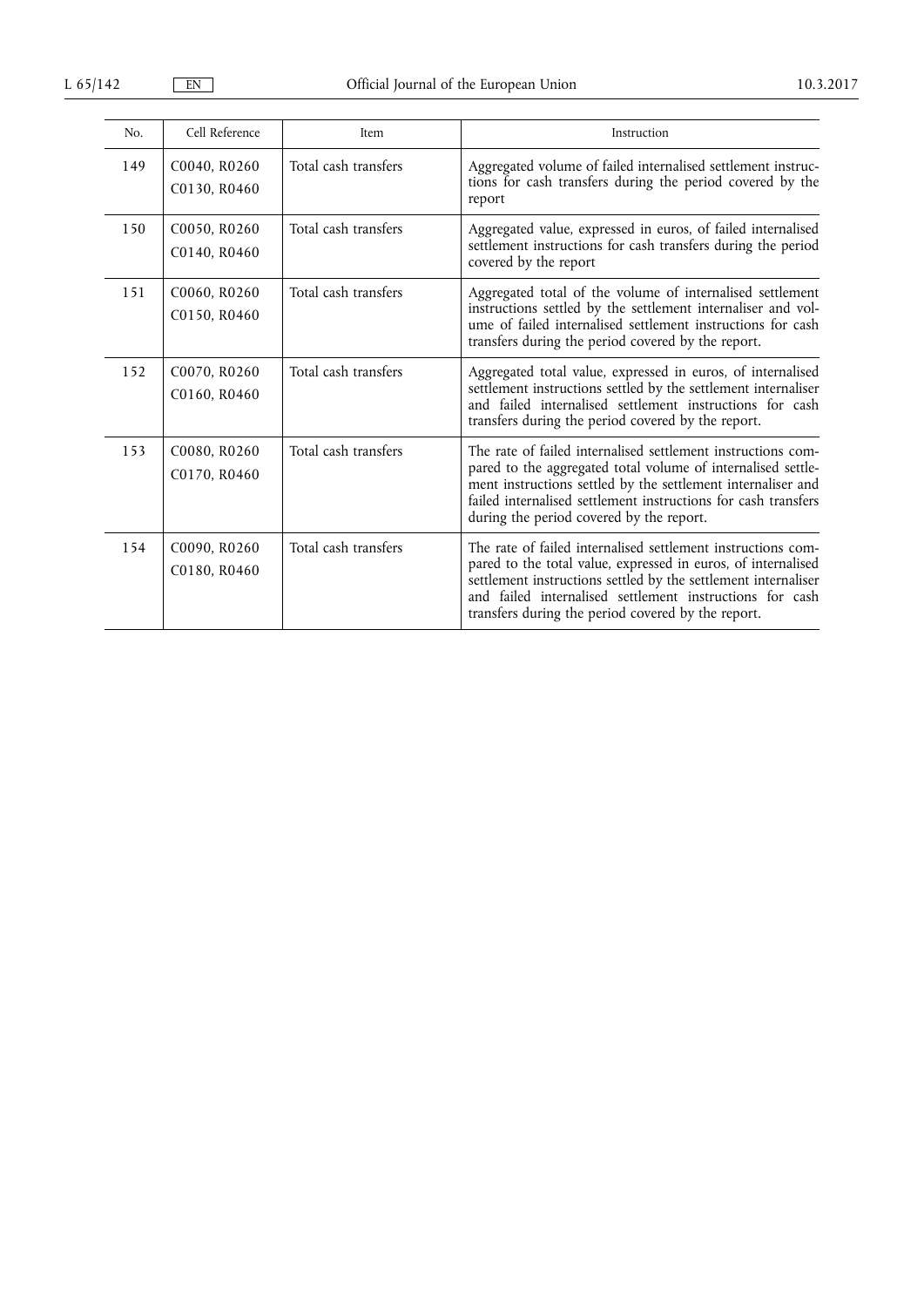| No. | Cell Reference | Item | Instruction |
|---|---|---|---|
| 149 | C0040, R0260<br>C0130, R0460 | Total cash transfers | Aggregated volume of failed internalised settlement instructions for cash transfers during the period covered by the report |
| 150 | C0050, R0260<br>C0140, R0460 | Total cash transfers | Aggregated value, expressed in euros, of failed internalised settlement instructions for cash transfers during the period covered by the report |
| 151 | C0060, R0260<br>C0150, R0460 | Total cash transfers | Aggregated total of the volume of internalised settlement instructions settled by the settlement internaliser and volume of failed internalised settlement instructions for cash transfers during the period covered by the report. |
| 152 | C0070, R0260<br>C0160, R0460 | Total cash transfers | Aggregated total value, expressed in euros, of internalised settlement instructions settled by the settlement internaliser and failed internalised settlement instructions for cash transfers during the period covered by the report. |
| 153 | C0080, R0260<br>C0170, R0460 | Total cash transfers | The rate of failed internalised settlement instructions compared to the aggregated total volume of internalised settlement instructions settled by the settlement internaliser and failed internalised settlement instructions for cash transfers during the period covered by the report. |
| 154 | C0090, R0260<br>C0180, R0460 | Total cash transfers | The rate of failed internalised settlement instructions compared to the total value, expressed in euros, of internalised settlement instructions settled by the settlement internaliser and failed internalised settlement instructions for cash transfers during the period covered by the report. |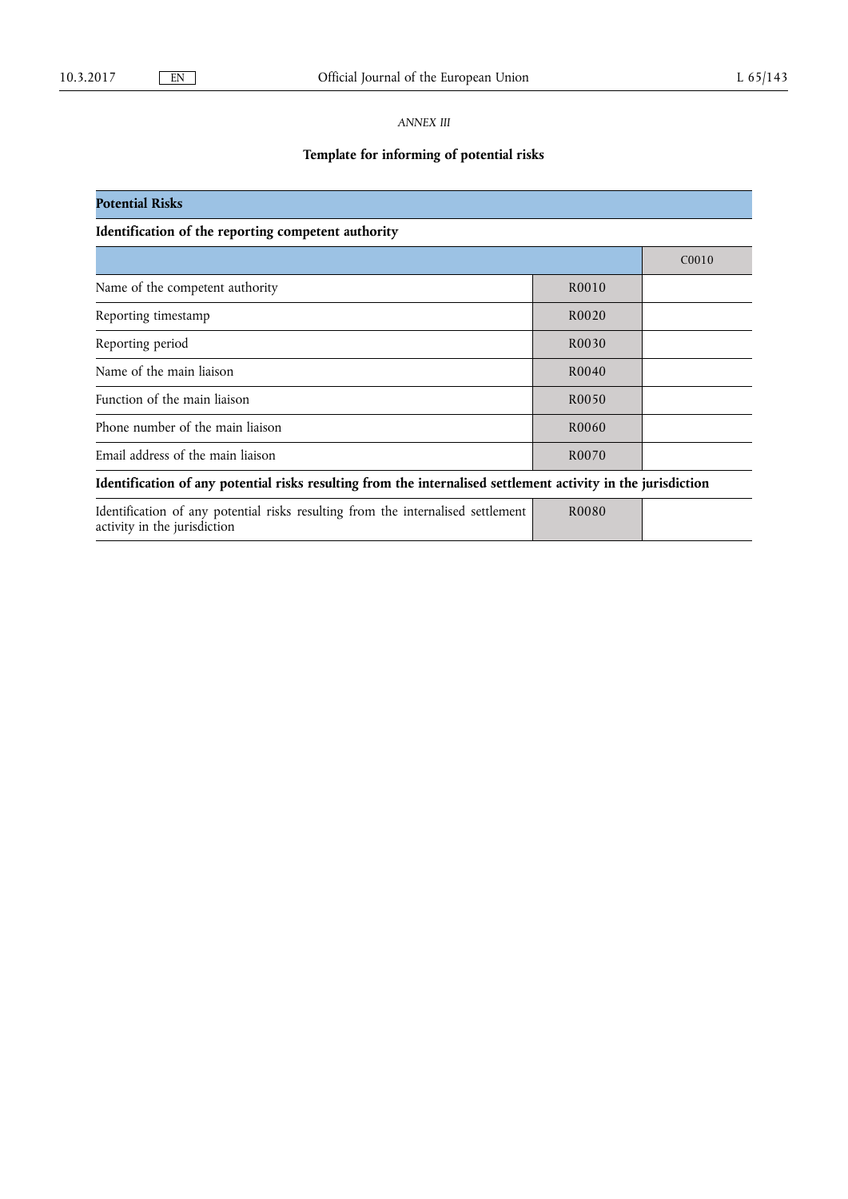*ANNEX III*

## Template for informing of potential risks

| Potential Risks | | |
|---|---|---|
| **Identification of the reporting competent authority** | | |
| | | C0010 |
| Name of the competent authority | R0010 | |
| Reporting timestamp | R0020 | |
| Reporting period | R0030 | |
| Name of the main liaison | R0040 | |
| Function of the main liaison | R0050 | |
| Phone number of the main liaison | R0060 | |
| Email address of the main liaison | R0070 | |
| **Identification of any potential risks resulting from the internalised settlement activity in the jurisdiction** | | |
| Identification of any potential risks resulting from the internalised settlement activity in the jurisdiction | R0080 | |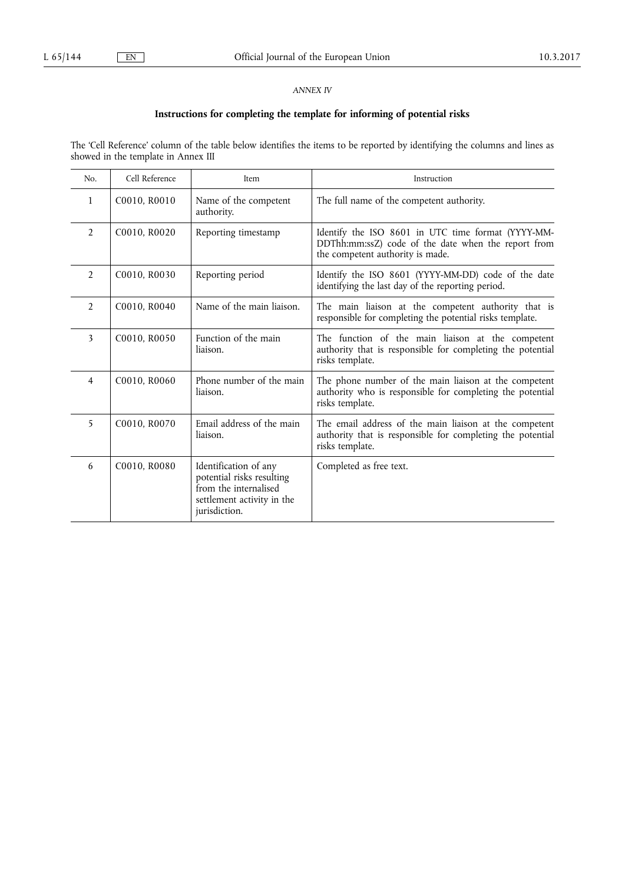*ANNEX IV*

## Instructions for completing the template for informing of potential risks

The 'Cell Reference' column of the table below identifies the items to be reported by identifying the columns and lines as showed in the template in Annex III

| No. | Cell Reference | Item | Instruction |
|---|---|---|---|
| 1 | C0010, R0010 | Name of the competent authority. | The full name of the competent authority. |
| 2 | C0010, R0020 | Reporting timestamp | Identify the ISO 8601 in UTC time format (YYYY-MM-DDThh:mm:ssZ) code of the date when the report from the competent authority is made. |
| 2 | C0010, R0030 | Reporting period | Identify the ISO 8601 (YYYY-MM-DD) code of the date identifying the last day of the reporting period. |
| 2 | C0010, R0040 | Name of the main liaison. | The main liaison at the competent authority that is responsible for completing the potential risks template. |
| 3 | C0010, R0050 | Function of the main liaison. | The function of the main liaison at the competent authority that is responsible for completing the potential risks template. |
| 4 | C0010, R0060 | Phone number of the main liaison. | The phone number of the main liaison at the competent authority who is responsible for completing the potential risks template. |
| 5 | C0010, R0070 | Email address of the main liaison. | The email address of the main liaison at the competent authority that is responsible for completing the potential risks template. |
| 6 | C0010, R0080 | Identification of any potential risks resulting from the internalised settlement activity in the jurisdiction. | Completed as free text. |